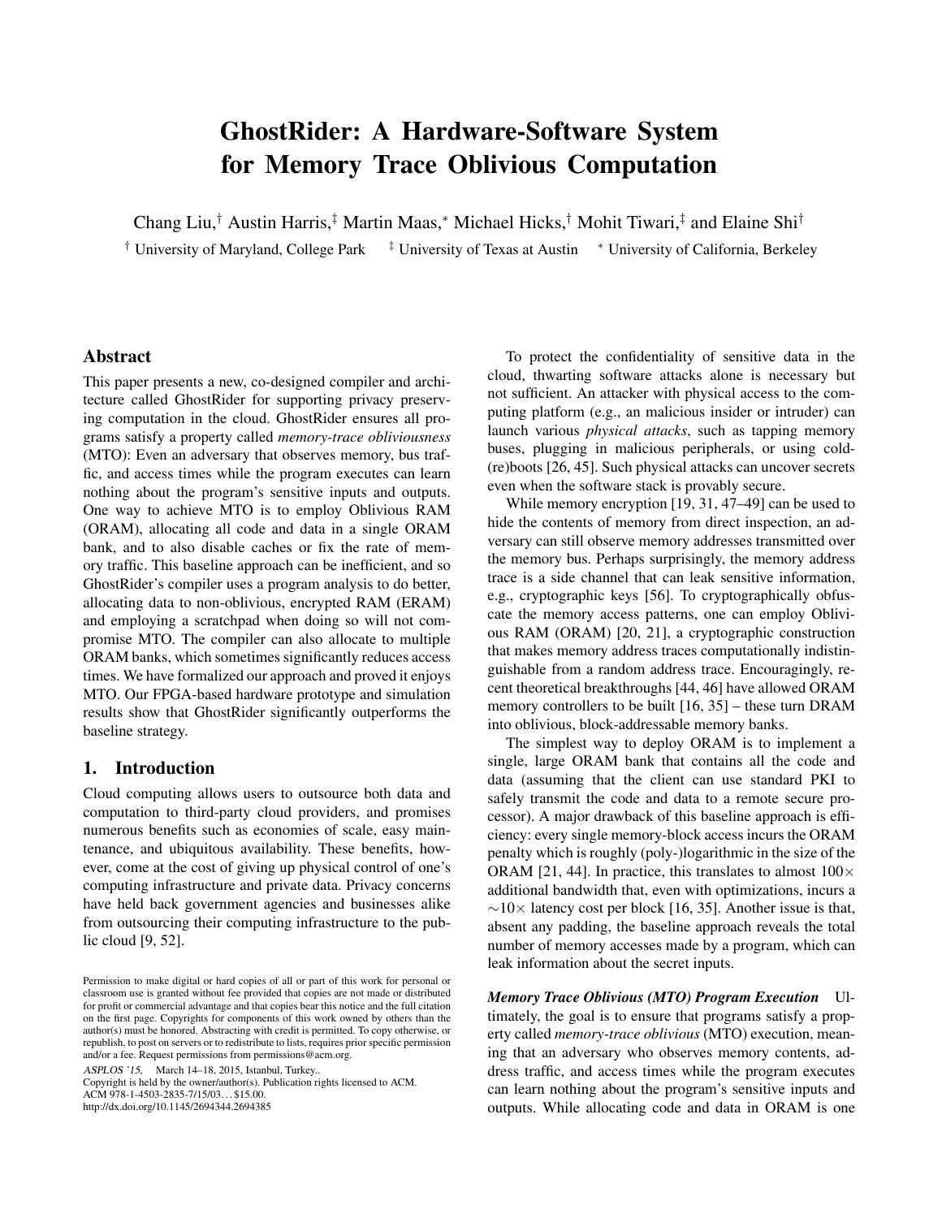# GhostRider: A Hardware-Software System for Memory Trace Oblivious Computation

Chang Liu,[†] Austin Harris,[‡] Martin Maas,[*] Michael Hicks,[†] Mohit Tiwari,[‡] and Elaine Shi[†]

[†] University of Maryland, College Park [‡] University of Texas at Austin [*] University of California, Berkeley

## Abstract

This paper presents a new, co-designed compiler and architecture called GhostRider for supporting privacy preserving computation in the cloud. GhostRider ensures all programs satisfy a property called *memory-trace obliviousness* (MTO): Even an adversary that observes memory, bus traffic, and access times while the program executes can learn nothing about the program's sensitive inputs and outputs. One way to achieve MTO is to employ Oblivious RAM (ORAM), allocating all code and data in a single ORAM bank, and to also disable caches or fix the rate of memory traffic. This baseline approach can be inefficient, and so GhostRider's compiler uses a program analysis to do better, allocating data to non-oblivious, encrypted RAM (ERAM) and employing a scratchpad when doing so will not compromise MTO. The compiler can also allocate to multiple ORAM banks, which sometimes significantly reduces access times. We have formalized our approach and proved it enjoys MTO. Our FPGA-based hardware prototype and simulation results show that GhostRider significantly outperforms the baseline strategy.

## 1. Introduction

Cloud computing allows users to outsource both data and computation to third-party cloud providers, and promises numerous benefits such as economies of scale, easy maintenance, and ubiquitous availability. These benefits, however, come at the cost of giving up physical control of one's computing infrastructure and private data. Privacy concerns have held back government agencies and businesses alike from outsourcing their computing infrastructure to the public cloud [9, 52].

To protect the confidentiality of sensitive data in the cloud, thwarting software attacks alone is necessary but not sufficient. An attacker with physical access to the computing platform (e.g., an malicious insider or intruder) can launch various *physical attacks*, such as tapping memory buses, plugging in malicious peripherals, or using cold-(re)boots [26, 45]. Such physical attacks can uncover secrets even when the software stack is provably secure.

While memory encryption [19, 31, 47–49] can be used to hide the contents of memory from direct inspection, an adversary can still observe memory addresses transmitted over the memory bus. Perhaps surprisingly, the memory address trace is a side channel that can leak sensitive information, e.g., cryptographic keys [56]. To cryptographically obfuscate the memory access patterns, one can employ Oblivious RAM (ORAM) [20, 21], a cryptographic construction that makes memory address traces computationally indistinguishable from a random address trace. Encouragingly, recent theoretical breakthroughs [44, 46] have allowed ORAM memory controllers to be built [16, 35] – these turn DRAM into oblivious, block-addressable memory banks.

The simplest way to deploy ORAM is to implement a single, large ORAM bank that contains all the code and data (assuming that the client can use standard PKI to safely transmit the code and data to a remote secure processor). A major drawback of this baseline approach is efficiency: every single memory-block access incurs the ORAM penalty which is roughly (poly-)logarithmic in the size of the ORAM [21, 44]. In practice, this translates to almost $100\times$ additional bandwidth that, even with optimizations, incurs a $\sim 10\times$ latency cost per block [16, 35]. Another issue is that, absent any padding, the baseline approach reveals the total number of memory accesses made by a program, which can leak information about the secret inputs.

***Memory Trace Oblivious (MTO) Program Execution*** Ultimately, the goal is to ensure that programs satisfy a property called *memory-trace oblivious* (MTO) execution, meaning that an adversary who observes memory contents, address traffic, and access times while the program executes can learn nothing about the program's sensitive inputs and outputs. While allocating code and data in ORAM is one

Permission to make digital or hard copies of all or part of this work for personal or classroom use is granted without fee provided that copies are not made or distributed for profit or commercial advantage and that copies bear this notice and the full citation on the first page. Copyrights for components of this work owned by others than the author(s) must be honored. Abstracting with credit is permitted. To copy otherwise, or republish, to post on servers or to redistribute to lists, requires prior specific permission and/or a fee. Request permissions from permissions@acm.org.

*ASPLOS '15*, March 14–18, 2015, Istanbul, Turkey..
Copyright is held by the owner/author(s). Publication rights licensed to ACM.
ACM 978-1-4503-2835-7/15/03. . . $15.00.
http://dx.doi.org/10.1145/2694344.2694385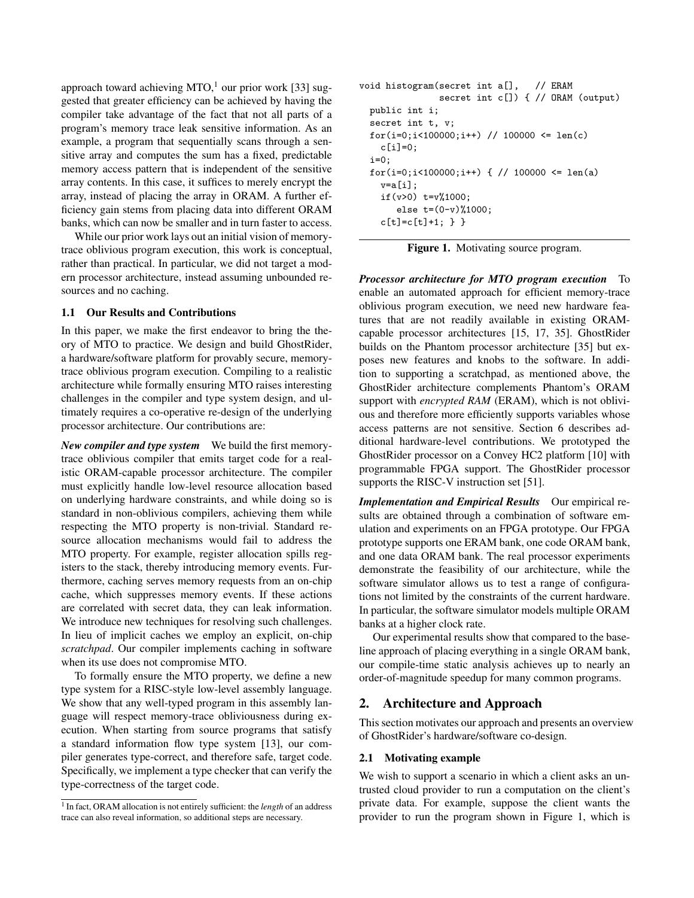approach toward achieving MTO,[1] our prior work [33] suggested that greater efficiency can be achieved by having the compiler take advantage of the fact that not all parts of a program's memory trace leak sensitive information. As an example, a program that sequentially scans through a sensitive array and computes the sum has a fixed, predictable memory access pattern that is independent of the sensitive array contents. In this case, it suffices to merely encrypt the array, instead of placing the array in ORAM. A further efficiency gain stems from placing data into different ORAM banks, which can now be smaller and in turn faster to access.

While our prior work lays out an initial vision of memory-trace oblivious program execution, this work is conceptual, rather than practical. In particular, we did not target a modern processor architecture, instead assuming unbounded resources and no caching.

### 1.1 Our Results and Contributions

In this paper, we make the first endeavor to bring the theory of MTO to practice. We design and build GhostRider, a hardware/software platform for provably secure, memory-trace oblivious program execution. Compiling to a realistic architecture while formally ensuring MTO raises interesting challenges in the compiler and type system design, and ultimately requires a co-operative re-design of the underlying processor architecture. Our contributions are:

***New compiler and type system*** We build the first memory-trace oblivious compiler that emits target code for a realistic ORAM-capable processor architecture. The compiler must explicitly handle low-level resource allocation based on underlying hardware constraints, and while doing so is standard in non-oblivious compilers, achieving them while respecting the MTO property is non-trivial. Standard resource allocation mechanisms would fail to address the MTO property. For example, register allocation spills registers to the stack, thereby introducing memory events. Furthermore, caching serves memory requests from an on-chip cache, which suppresses memory events. If these actions are correlated with secret data, they can leak information. We introduce new techniques for resolving such challenges. In lieu of implicit caches we employ an explicit, on-chip *scratchpad*. Our compiler implements caching in software when its use does not compromise MTO.

To formally ensure the MTO property, we define a new type system for a RISC-style low-level assembly language. We show that any well-typed program in this assembly language will respect memory-trace obliviousness during execution. When starting from source programs that satisfy a standard information flow type system [13], our compiler generates type-correct, and therefore safe, target code. Specifically, we implement a type checker that can verify the type-correctness of the target code.

[1] In fact, ORAM allocation is not entirely sufficient: the *length* of an address trace can also reveal information, so additional steps are necessary.

```
void histogram(secret int a[],   // ERAM
               secret int c[]) { // ORAM (output)
  public int i;
  secret int t, v;
  for(i=0;i<100000;i++) // 100000 <= len(c)
    c[i]=0;
  i=0;
  for(i=0;i<100000;i++) { // 100000 <= len(a)
    v=a[i];
    if(v>0) t=v%1000;
       else t=(0-v)%1000;
    c[t]=c[t]+1; } }
```

**Figure 1.** Motivating source program.

***Processor architecture for MTO program execution*** To enable an automated approach for efficient memory-trace oblivious program execution, we need new hardware features that are not readily available in existing ORAM-capable processor architectures [15, 17, 35]. GhostRider builds on the Phantom processor architecture [35] but exposes new features and knobs to the software. In addition to supporting a scratchpad, as mentioned above, the GhostRider architecture complements Phantom's ORAM support with *encrypted RAM* (ERAM), which is not oblivious and therefore more efficiently supports variables whose access patterns are not sensitive. Section 6 describes additional hardware-level contributions. We prototyped the GhostRider processor on a Convey HC2 platform [10] with programmable FPGA support. The GhostRider processor supports the RISC-V instruction set [51].

***Implementation and Empirical Results*** Our empirical results are obtained through a combination of software emulation and experiments on an FPGA prototype. Our FPGA prototype supports one ERAM bank, one code ORAM bank, and one data ORAM bank. The real processor experiments demonstrate the feasibility of our architecture, while the software simulator allows us to test a range of configurations not limited by the constraints of the current hardware. In particular, the software simulator models multiple ORAM banks at a higher clock rate.

Our experimental results show that compared to the baseline approach of placing everything in a single ORAM bank, our compile-time static analysis achieves up to nearly an order-of-magnitude speedup for many common programs.

## 2. Architecture and Approach

This section motivates our approach and presents an overview of GhostRider's hardware/software co-design.

### 2.1 Motivating example

We wish to support a scenario in which a client asks an untrusted cloud provider to run a computation on the client's private data. For example, suppose the client wants the provider to run the program shown in Figure 1, which is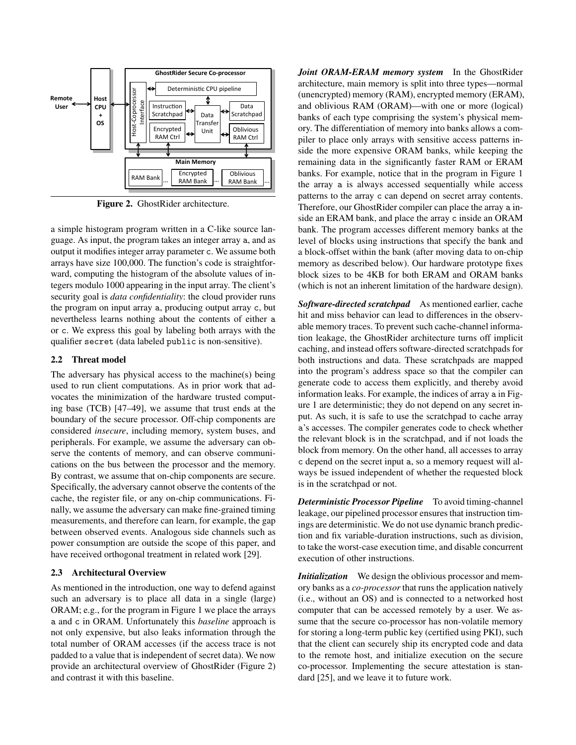Figure 2. GhostRider architecture.

a simple histogram program written in a C-like source language. As input, the program takes an integer array a, and as output it modifies integer array parameter c. We assume both arrays have size 100,000. The function's code is straightforward, computing the histogram of the absolute values of integers modulo 1000 appearing in the input array. The client's security goal is *data confidentiality*: the cloud provider runs the program on input array a, producing output array c, but nevertheless learns nothing about the contents of either a or c. We express this goal by labeling both arrays with the qualifier secret (data labeled public is non-sensitive).

### 2.2 Threat model

The adversary has physical access to the machine(s) being used to run client computations. As in prior work that advocates the minimization of the hardware trusted computing base (TCB) [47–49], we assume that trust ends at the boundary of the secure processor. Off-chip components are considered *insecure*, including memory, system buses, and peripherals. For example, we assume the adversary can observe the contents of memory, and can observe communications on the bus between the processor and the memory. By contrast, we assume that on-chip components are secure. Specifically, the adversary cannot observe the contents of the cache, the register file, or any on-chip communications. Finally, we assume the adversary can make fine-grained timing measurements, and therefore can learn, for example, the gap between observed events. Analogous side channels such as power consumption are outside the scope of this paper, and have received orthogonal treatment in related work [29].

### 2.3 Architectural Overview

As mentioned in the introduction, one way to defend against such an adversary is to place all data in a single (large) ORAM; e.g., for the program in Figure 1 we place the arrays a and c in ORAM. Unfortunately this *baseline* approach is not only expensive, but also leaks information through the total number of ORAM accesses (if the access trace is not padded to a value that is independent of secret data). We now provide an architectural overview of GhostRider (Figure 2) and contrast it with this baseline.

***Joint ORAM-ERAM memory system*** In the GhostRider architecture, main memory is split into three types—normal (unencrypted) memory (RAM), encrypted memory (ERAM), and oblivious RAM (ORAM)—with one or more (logical) banks of each type comprising the system's physical memory. The differentiation of memory into banks allows a compiler to place only arrays with sensitive access patterns inside the more expensive ORAM banks, while keeping the remaining data in the significantly faster RAM or ERAM banks. For example, notice that in the program in Figure 1 the array a is always accessed sequentially while access patterns to the array c can depend on secret array contents. Therefore, our GhostRider compiler can place the array a inside an ERAM bank, and place the array c inside an ORAM bank. The program accesses different memory banks at the level of blocks using instructions that specify the bank and a block-offset within the bank (after moving data to on-chip memory as described below). Our hardware prototype fixes block sizes to be 4KB for both ERAM and ORAM banks (which is not an inherent limitation of the hardware design).

***Software-directed scratchpad*** As mentioned earlier, cache hit and miss behavior can lead to differences in the observable memory traces. To prevent such cache-channel information leakage, the GhostRider architecture turns off implicit caching, and instead offers software-directed scratchpads for both instructions and data. These scratchpads are mapped into the program's address space so that the compiler can generate code to access them explicitly, and thereby avoid information leaks. For example, the indices of array a in Figure 1 are deterministic; they do not depend on any secret input. As such, it is safe to use the scratchpad to cache array a's accesses. The compiler generates code to check whether the relevant block is in the scratchpad, and if not loads the block from memory. On the other hand, all accesses to array c depend on the secret input a, so a memory request will always be issued independent of whether the requested block is in the scratchpad or not.

***Deterministic Processor Pipeline*** To avoid timing-channel leakage, our pipelined processor ensures that instruction timings are deterministic. We do not use dynamic branch prediction and fix variable-duration instructions, such as division, to take the worst-case execution time, and disable concurrent execution of other instructions.

***Initialization*** We design the oblivious processor and memory banks as a *co-processor* that runs the application natively (i.e., without an OS) and is connected to a networked host computer that can be accessed remotely by a user. We assume that the secure co-processor has non-volatile memory for storing a long-term public key (certified using PKI), such that the client can securely ship its encrypted code and data to the remote host, and initialize execution on the secure co-processor. Implementing the secure attestation is standard [25], and we leave it to future work.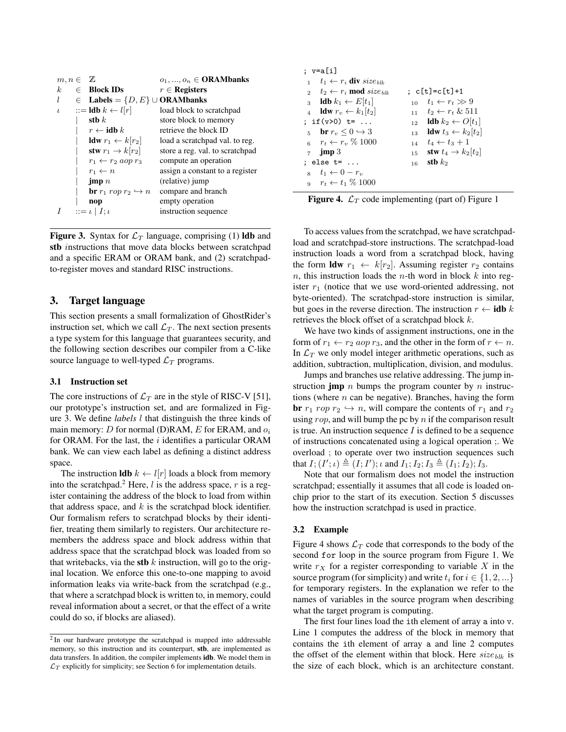| | | | |
|---|---|---|---|
| $m, n$ | $\in$ | $\mathbb{Z}$ | $o_1, ..., o_n \in$ **ORAMbanks** |
| $k$ | $\in$ | **Block IDs** | $r \in$ **Registers** |
| $l$ | $\in$ | **Labels** $= \{D, E\} \cup$ **ORAMbanks** | |
| $\iota$ | $::=$ | **ldb** $k \leftarrow l[r]$ | load block to scratchpad |
| | $\mid$ | **stb** $k$ | store block to memory |
| | $\mid$ | $r \leftarrow$ **idb** $k$ | retrieve the block ID |
| | $\mid$ | **ldw** $r_1 \leftarrow k[r_2]$ | load a scratchpad val. to reg. |
| | $\mid$ | **stw** $r_1 \rightarrow k[r_2]$ | store a reg. val. to scratchpad |
| | $\mid$ | $r_1 \leftarrow r_2 \; aop \; r_3$ | compute an operation |
| | $\mid$ | $r_1 \leftarrow n$ | assign a constant to a register |
| | $\mid$ | **jmp** $n$ | (relative) jump |
| | $\mid$ | **br** $r_1 \; rop \; r_2 \hookrightarrow n$ | compare and branch |
| | $\mid$ | **nop** | empty operation |
| $I$ | $::=$ | $\iota \mid I; \iota$ | instruction sequence |

**Figure 3.** Syntax for $\mathcal{L}_T$ language, comprising (1) **ldb** and **stb** instructions that move data blocks between scratchpad and a specific ERAM or ORAM bank, and (2) scratchpad-to-register moves and standard RISC instructions.

```
; v=a[i]
1   t1 ← ri div size_blk
2   t2 ← ri mod size_blk
3   ldb k1 ← E[t1]
4   ldw rv ← k1[t2]
; if(v>0) t= ...
5   br rv ≤ 0 ↪ 3
6   rt ← rv % 1000
7   jmp 3
; else t= ...
8   t1 ← 0 − rv
9   rt ← t1 % 1000

; c[t]=c[t]+1
10  t1 ← rt ≫ 9
11  t2 ← rt & 511
12  ldb k2 ← O[t1]
13  ldw t3 ← k2[t2]
14  t4 ← t3 + 1
15  stw t4 → k2[t2]
16  stb k2
```

**Figure 4.** $\mathcal{L}_T$ code implementing (part of) Figure 1

## 3. Target language

This section presents a small formalization of GhostRider's instruction set, which we call $\mathcal{L}_T$. The next section presents a type system for this language that guarantees security, and the following section describes our compiler from a C-like source language to well-typed $\mathcal{L}_T$ programs.

### 3.1 Instruction set

The core instructions of $\mathcal{L}_T$ are in the style of RISC-V [51], our prototype's instruction set, and are formalized in Figure 3. We define *labels* $l$ that distinguish the three kinds of main memory: $D$ for normal (D)RAM, $E$ for ERAM, and $o_i$ for ORAM. For the last, the $i$ identifies a particular ORAM bank. We can view each label as defining a distinct address space.

The instruction **ldb** $k \leftarrow l[r]$ loads a block from memory into the scratchpad.[2] Here, $l$ is the address space, $r$ is a register containing the address of the block to load from within that address space, and $k$ is the scratchpad block identifier. Our formalism refers to scratchpad blocks by their identifier, treating them similarly to registers. Our architecture remembers the address space and block address within that address space that the scratchpad block was loaded from so that writebacks, via the **stb** $k$ instruction, will go to the original location. We enforce this one-to-one mapping to avoid information leaks via write-back from the scratchpad (e.g., that where a scratchpad block is written to, in memory, could reveal information about a secret, or that the effect of a write could do so, if blocks are aliased).

[2] In our hardware prototype the scratchpad is mapped into addressable memory, so this instruction and its counterpart, **stb**, are implemented as data transfers. In addition, the compiler implements **idb**. We model them in $\mathcal{L}_T$ explicitly for simplicity; see Section 6 for implementation details.

To access values from the scratchpad, we have scratchpad-load and scratchpad-store instructions. The scratchpad-load instruction loads a word from a scratchpad block, having the form **ldw** $r_1 \leftarrow k[r_2]$. Assuming register $r_2$ contains $n$, this instruction loads the $n$-th word in block $k$ into register $r_1$ (notice that we use word-oriented addressing, not byte-oriented). The scratchpad-store instruction is similar, but goes in the reverse direction. The instruction $r \leftarrow$ **idb** $k$ retrieves the block offset of a scratchpad block $k$.

We have two kinds of assignment instructions, one in the form of $r_1 \leftarrow r_2 \; aop \; r_3$, and the other in the form of $r \leftarrow n$. In $\mathcal{L}_T$ we only model integer arithmetic operations, such as addition, subtraction, multiplication, division, and modulus.

Jumps and branches use relative addressing. The jump instruction **jmp** $n$ bumps the program counter by $n$ instructions (where $n$ can be negative). Branches, having the form **br** $r_1 \; rop \; r_2 \hookrightarrow n$, will compare the contents of $r_1$ and $r_2$ using $rop$, and will bump the pc by $n$ if the comparison result is true. An instruction sequence $I$ is defined to be a sequence of instructions concatenated using a logical operation ;. We overload ; to operate over two instruction sequences such that $I; (I'; \iota) \triangleq (I; I'); \iota$ and $I_1; I_2; I_3 \triangleq (I_1; I_2); I_3$.

Note that our formalism does not model the instruction scratchpad; essentially it assumes that all code is loaded on-chip prior to the start of its execution. Section 5 discusses how the instruction scratchpad is used in practice.

### 3.2 Example

Figure 4 shows $\mathcal{L}_T$ code that corresponds to the body of the second `for` loop in the source program from Figure 1. We write $r_X$ for a register corresponding to variable $X$ in the source program (for simplicity) and write $t_i$ for $i \in \{1, 2, ...\}$ for temporary registers. In the explanation we refer to the names of variables in the source program when describing what the target program is computing.

The first four lines load the `i`th element of array `a` into `v`. Line 1 computes the address of the block in memory that contains the `i`th element of array `a` and line 2 computes the offset of the element within that block. Here $size_{blk}$ is the size of each block, which is an architecture constant.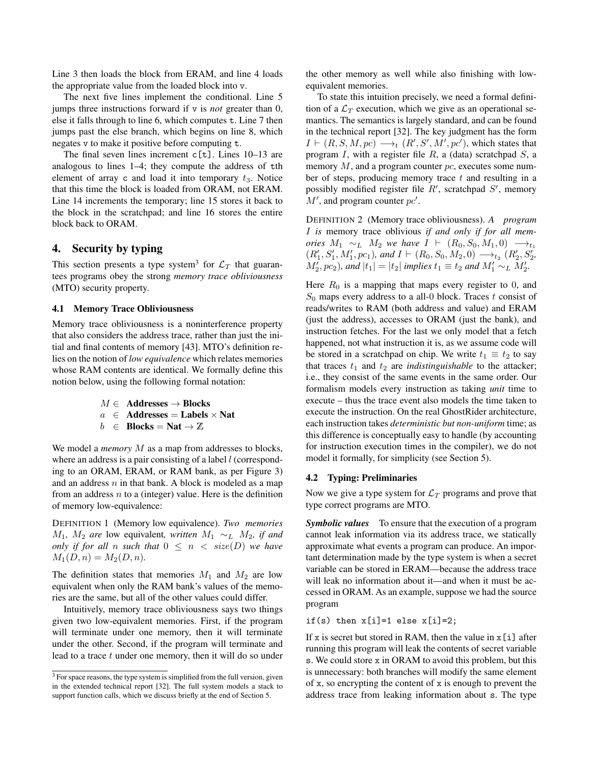Line 3 then loads the block from ERAM, and line 4 loads the appropriate value from the loaded block into `v`.

The next five lines implement the conditional. Line 5 jumps three instructions forward if `v` is *not* greater than 0, else it falls through to line 6, which computes `t`. Line 7 then jumps past the else branch, which begins on line 8, which negates `v` to make it positive before computing `t`.

The final seven lines increment `c[t]`. Lines 10–13 are analogous to lines 1–4; they compute the address of `t`th element of array `c` and load it into temporary $t_3$. Notice that this time the block is loaded from ORAM, not ERAM. Line 14 increments the temporary; line 15 stores it back to the block in the scratchpad; and line 16 stores the entire block back to ORAM.

# 4. Security by typing

This section presents a type system[3] for $\mathcal{L}_T$ that guarantees programs obey the strong *memory trace obliviousness* (MTO) security property.

## 4.1 Memory Trace Obliviousness

Memory trace obliviousness is a noninterference property that also considers the address trace, rather than just the initial and final contents of memory [43]. MTO's definition relies on the notion of *low equivalence* which relates memories whose RAM contents are identical. We formally define this notion below, using the following formal notation:

$$
\begin{array}{rcl}
M & \in & \textbf{Addresses} \rightarrow \textbf{Blocks} \\
a & \in & \textbf{Addresses} = \textbf{Labels} \times \textbf{Nat} \\
b & \in & \textbf{Blocks} = \textbf{Nat} \rightarrow \mathbb{Z}
\end{array}
$$

We model a *memory* $M$ as a map from addresses to blocks, where an address is a pair consisting of a label $l$ (corresponding to an ORAM, ERAM, or RAM bank, as per Figure 3) and an address $n$ in that bank. A block is modeled as a map from an address $n$ to a (integer) value. Here is the definition of memory low-equivalence:

DEFINITION 1 (Memory low equivalence). *Two memories $M_1$, $M_2$ are* low equivalent*, written $M_1 \sim_L M_2$, if and only if for all $n$ such that $0 \leq n < size(D)$ we have $M_1(D, n) = M_2(D, n)$.*

The definition states that memories $M_1$ and $M_2$ are low equivalent when only the RAM bank's values of the memories are the same, but all of the other values could differ.

Intuitively, memory trace obliviousness says two things given two low-equivalent memories. First, if the program will terminate under one memory, then it will terminate under the other. Second, if the program will terminate and lead to a trace $t$ under one memory, then it will do so under the other memory as well while also finishing with low-equivalent memories.

To state this intuition precisely, we need a formal definition of a $\mathcal{L}_T$ execution, which we give as an operational semantics. The semantics is largely standard, and can be found in the technical report [32]. The key judgment has the form $I \vdash (R, S, M, pc) \longrightarrow_t (R', S', M', pc')$, which states that program $I$, with a register file $R$, a (data) scratchpad $S$, a memory $M$, and a program counter $pc$, executes some number of steps, producing memory trace $t$ and resulting in a possibly modified register file $R'$, scratchpad $S'$, memory $M'$, and program counter $pc'$.

DEFINITION 2 (Memory trace obliviousness). *A program $I$ is* memory trace oblivious *if and only if for all memories $M_1 \sim_L M_2$ we have $I \vdash (R_0, S_0, M_1, 0) \longrightarrow_{t_1} (R'_1, S'_1, M'_1, pc_1)$, and $I \vdash (R_0, S_0, M_2, 0) \longrightarrow_{t_2} (R'_2, S'_2, M'_2, pc_2)$, and $|t_1| = |t_2|$ implies $t_1 \equiv t_2$ and $M'_1 \sim_L M'_2$.*

Here $R_0$ is a mapping that maps every register to 0, and $S_0$ maps every address to a all-0 block. Traces $t$ consist of reads/writes to RAM (both address and value) and ERAM (just the address), accesses to ORAM (just the bank), and instruction fetches. For the last we only model that a fetch happened, not what instruction it is, as we assume code will be stored in a scratchpad on chip. We write $t_1 \equiv t_2$ to say that traces $t_1$ and $t_2$ are *indistinguishable* to the attacker; i.e., they consist of the same events in the same order. Our formalism models every instruction as taking *unit* time to execute – thus the trace event also models the time taken to execute the instruction. On the real GhostRider architecture, each instruction takes *deterministic but non-uniform* time; as this difference is conceptually easy to handle (by accounting for instruction execution times in the compiler), we do not model it formally, for simplicity (see Section 5).

## 4.2 Typing: Preliminaries

Now we give a type system for $\mathcal{L}_T$ programs and prove that type correct programs are MTO.

***Symbolic values*** To ensure that the execution of a program cannot leak information via its address trace, we statically approximate what events a program can produce. An important determination made by the type system is when a secret variable can be stored in ERAM—because the address trace will leak no information about it—and when it must be accessed in ORAM. As an example, suppose we had the source program

```
if(s) then x[i]=1 else x[i]=2;
```

If `x` is secret but stored in RAM, then the value in `x[i]` after running this program will leak the contents of secret variable `s`. We could store `x` in ORAM to avoid this problem, but this is unnecessary: both branches will modify the same element of `x`, so encrypting the content of `x` is enough to prevent the address trace from leaking information about `s`. The type

[3] For space reasons, the type system is simplified from the full version, given in the extended technical report [32]. The full system models a stack to support function calls, which we discuss briefly at the end of Section 5.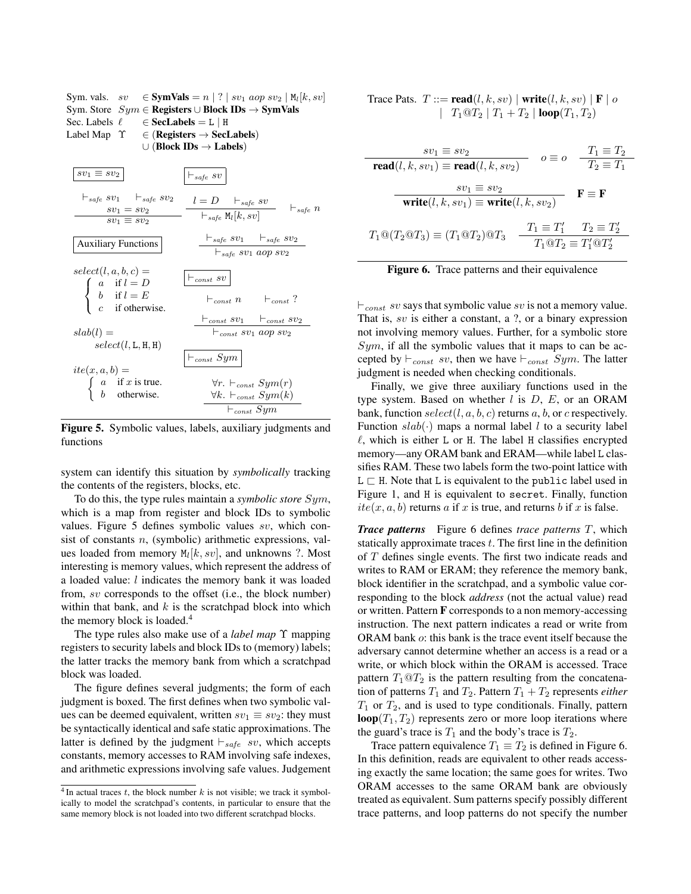Sym. vals. $sv \in \textbf{SymVals} = n \mid ? \mid sv_1\ aop\ sv_2 \mid \mathtt{M}_l[k, sv]$
Sym. Store $Sym \in \textbf{Registers} \cup \textbf{Block IDs} \rightarrow \textbf{SymVals}$
Sec. Labels $\ell \in \textbf{SecLabels} = \mathtt{L} \mid \mathtt{H}$
Label Map $\Upsilon \in (\textbf{Registers} \rightarrow \textbf{SecLabels}) \cup (\textbf{Block IDs} \rightarrow \textbf{Labels})$

$\boxed{sv_1 \equiv sv_2}$

$$\frac{\vdash_{safe} sv_1 \quad \vdash_{safe} sv_2 \quad sv_1 = sv_2}{sv_1 \equiv sv_2}$$

$\boxed{\vdash_{safe} sv}$

$$\frac{l = D \quad \vdash_{safe} sv}{\vdash_{safe} \mathtt{M}_l[k, sv]} \qquad \vdash_{safe} n$$

$$\frac{\vdash_{safe} sv_1 \quad \vdash_{safe} sv_2}{\vdash_{safe} sv_1\ aop\ sv_2}$$

$\boxed{\text{Auxiliary Functions}}$

$$select(l, a, b, c) = \begin{cases} a & \text{if } l = D \\ b & \text{if } l = E \\ c & \text{if otherwise.} \end{cases}$$

$$slab(l) = select(l, \mathtt{L}, \mathtt{H}, \mathtt{H})$$

$$ite(x, a, b) = \begin{cases} a & \text{if } x \text{ is true.} \\ b & \text{otherwise.} \end{cases}$$

$\boxed{\vdash_{const} sv}$

$$\vdash_{const} n \qquad \vdash_{const} ?$$

$$\frac{\vdash_{const} sv_1 \quad \vdash_{const} sv_2}{\vdash_{const} sv_1\ aop\ sv_2}$$

$\boxed{\vdash_{const} Sym}$

$$\frac{\forall r. \vdash_{const} Sym(r) \quad \forall k. \vdash_{const} Sym(k)}{\vdash_{const} Sym}$$

**Figure 5.** Symbolic values, labels, auxiliary judgments and functions

system can identify this situation by *symbolically* tracking the contents of the registers, blocks, etc.

To do this, the type rules maintain a *symbolic store* $Sym$, which is a map from register and block IDs to symbolic values. Figure 5 defines symbolic values $sv$, which consist of constants $n$, (symbolic) arithmetic expressions, values loaded from memory $\mathtt{M}_l[k, sv]$, and unknowns ?. Most interesting is memory values, which represent the address of a loaded value: $l$ indicates the memory bank it was loaded from, $sv$ corresponds to the offset (i.e., the block number) within that bank, and $k$ is the scratchpad block into which the memory block is loaded.[4]

The type rules also make use of a *label map* $\Upsilon$ mapping registers to security labels and block IDs to (memory) labels; the latter tracks the memory bank from which a scratchpad block was loaded.

The figure defines several judgments; the form of each judgment is boxed. The first defines when two symbolic values can be deemed equivalent, written $sv_1 \equiv sv_2$: they must be syntactically identical and safe static approximations. The latter is defined by the judgment $\vdash_{safe} sv$, which accepts constants, memory accesses to RAM involving safe indexes, and arithmetic expressions involving safe values. Judgement $\vdash_{const} sv$ says that symbolic value $sv$ is not a memory value. That is, $sv$ is either a constant, a ?, or a binary expression not involving memory values. Further, for a symbolic store $Sym$, if all the symbolic values that it maps to can be accepted by $\vdash_{const} sv$, then we have $\vdash_{const} Sym$. The latter judgment is needed when checking conditionals.

Finally, we give three auxiliary functions used in the type system. Based on whether $l$ is $D$, $E$, or an ORAM bank, function $select(l, a, b, c)$ returns $a$, $b$, or $c$ respectively. Function $slab(\cdot)$ maps a normal label $l$ to a security label $\ell$, which is either L or H. The label H classifies encrypted memory—any ORAM bank and ERAM—while label L classifies RAM. These two labels form the two-point lattice with $\mathtt{L} \sqsubset \mathtt{H}$. Note that L is equivalent to the `public` label used in Figure 1, and H is equivalent to `secret`. Finally, function $ite(x, a, b)$ returns $a$ if $x$ is true, and returns $b$ if $x$ is false.

Trace Pats. $T ::= \textbf{read}(l, k, sv) \mid \textbf{write}(l, k, sv) \mid \mathbf{F} \mid o \mid T_1 @ T_2 \mid T_1 + T_2 \mid \textbf{loop}(T_1, T_2)$

$$\frac{sv_1 \equiv sv_2}{\textbf{read}(l, k, sv_1) \equiv \textbf{read}(l, k, sv_2)} \qquad o \equiv o \qquad \frac{T_1 \equiv T_2}{T_2 \equiv T_1}$$

$$\frac{sv_1 \equiv sv_2}{\textbf{write}(l, k, sv_1) \equiv \textbf{write}(l, k, sv_2)} \qquad \mathbf{F} \equiv \mathbf{F}$$

$$T_1 @ (T_2 @ T_3) \equiv (T_1 @ T_2) @ T_3 \qquad \frac{T_1 \equiv T_1' \quad T_2 \equiv T_2'}{T_1 @ T_2 \equiv T_1' @ T_2'}$$

**Figure 6.** Trace patterns and their equivalence

***Trace patterns*** Figure 6 defines *trace patterns* $T$, which statically approximate traces $t$. The first line in the definition of $T$ defines single events. The first two indicate reads and writes to RAM or ERAM; they reference the memory bank, block identifier in the scratchpad, and a symbolic value corresponding to the block *address* (not the actual value) read or written. Pattern **F** corresponds to a non memory-accessing instruction. The next pattern indicates a read or write from ORAM bank $o$: this bank is the trace event itself because the adversary cannot determine whether an access is a read or a write, or which block within the ORAM is accessed. Trace pattern $T_1 @ T_2$ is the pattern resulting from the concatenation of patterns $T_1$ and $T_2$. Pattern $T_1 + T_2$ represents *either* $T_1$ or $T_2$, and is used to type conditionals. Finally, pattern $\textbf{loop}(T_1, T_2)$ represents zero or more loop iterations where the guard's trace is $T_1$ and the body's trace is $T_2$.

Trace pattern equivalence $T_1 \equiv T_2$ is defined in Figure 6. In this definition, reads are equivalent to other reads accessing exactly the same location; the same goes for writes. Two ORAM accesses to the same ORAM bank are obviously treated as equivalent. Sum patterns specify possibly different trace patterns, and loop patterns do not specify the number

[4] In actual traces $t$, the block number $k$ is not visible; we track it symbolically to model the scratchpad's contents, in particular to ensure that the same memory block is not loaded into two different scratchpad blocks.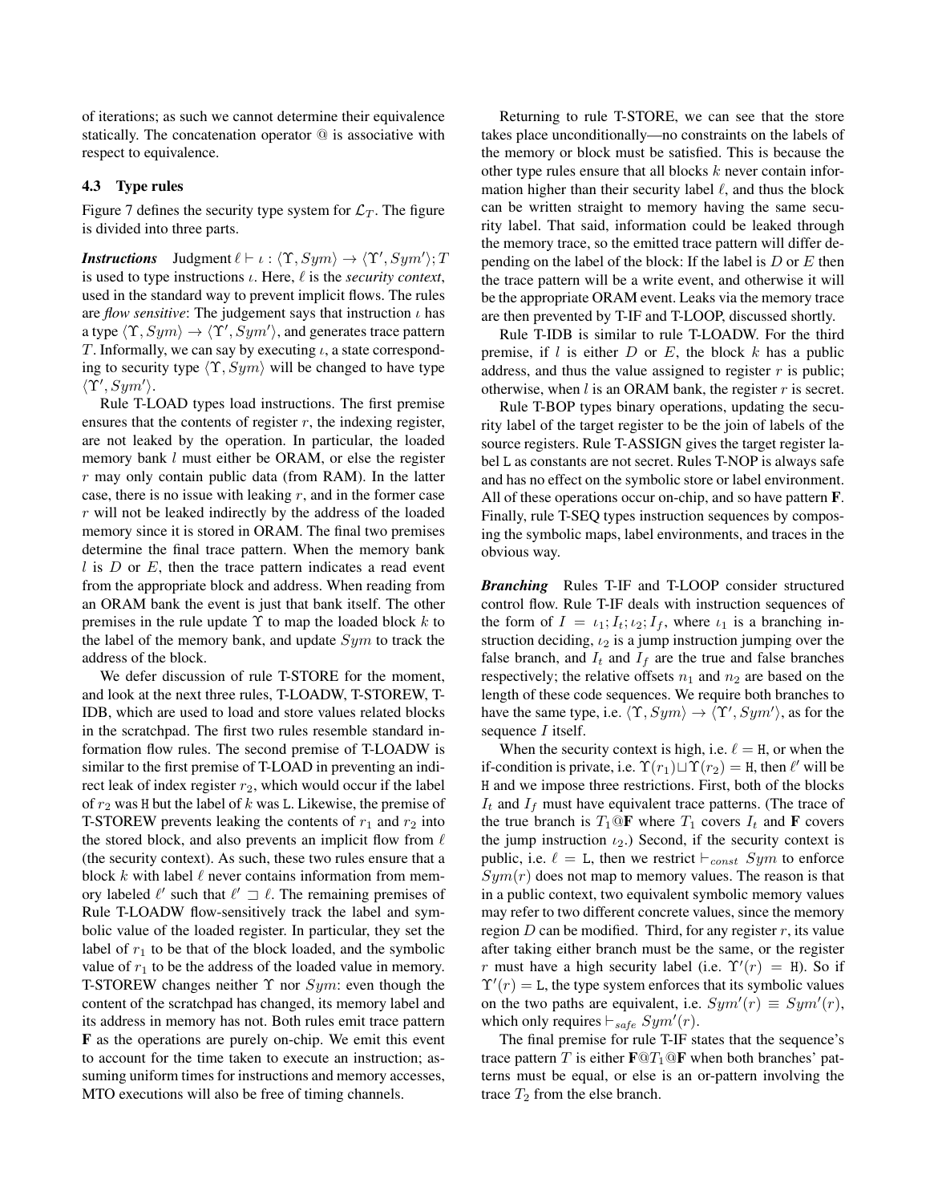of iterations; as such we cannot determine their equivalence statically. The concatenation operator @ is associative with respect to equivalence.

### 4.3 Type rules

Figure 7 defines the security type system for $\mathcal{L}_T$. The figure is divided into three parts.

***Instructions*** Judgment $\ell \vdash \iota : \langle \Upsilon, Sym \rangle \rightarrow \langle \Upsilon', Sym' \rangle; T$ is used to type instructions $\iota$. Here, $\ell$ is the *security context*, used in the standard way to prevent implicit flows. The rules are *flow sensitive*: The judgement says that instruction $\iota$ has a type $\langle \Upsilon, Sym \rangle \rightarrow \langle \Upsilon', Sym' \rangle$, and generates trace pattern $T$. Informally, we can say by executing $\iota$, a state corresponding to security type $\langle \Upsilon, Sym \rangle$ will be changed to have type $\langle \Upsilon', Sym' \rangle$.

Rule T-LOAD types load instructions. The first premise ensures that the contents of register $r$, the indexing register, are not leaked by the operation. In particular, the loaded memory bank $l$ must either be ORAM, or else the register $r$ may only contain public data (from RAM). In the latter case, there is no issue with leaking $r$, and in the former case $r$ will not be leaked indirectly by the address of the loaded memory since it is stored in ORAM. The final two premises determine the final trace pattern. When the memory bank $l$ is $D$ or $E$, then the trace pattern indicates a read event from the appropriate block and address. When reading from an ORAM bank the event is just that bank itself. The other premises in the rule update $\Upsilon$ to map the loaded block $k$ to the label of the memory bank, and update $Sym$ to track the address of the block.

We defer discussion of rule T-STORE for the moment, and look at the next three rules, T-LOADW, T-STOREW, T-IDB, which are used to load and store values related blocks in the scratchpad. The first two rules resemble standard information flow rules. The second premise of T-LOADW is similar to the first premise of T-LOAD in preventing an indirect leak of index register $r_2$, which would occur if the label of $r_2$ was H but the label of $k$ was L. Likewise, the premise of T-STOREW prevents leaking the contents of $r_1$ and $r_2$ into the stored block, and also prevents an implicit flow from $\ell$ (the security context). As such, these two rules ensure that a block $k$ with label $\ell$ never contains information from memory labeled $\ell'$ such that $\ell' \sqsupset \ell$. The remaining premises of Rule T-LOADW flow-sensitively track the label and symbolic value of the loaded register. In particular, they set the label of $r_1$ to be that of the block loaded, and the symbolic value of $r_1$ to be the address of the loaded value in memory. T-STOREW changes neither $\Upsilon$ nor $Sym$: even though the content of the scratchpad has changed, its memory label and its address in memory has not. Both rules emit trace pattern **F** as the operations are purely on-chip. We emit this event to account for the time taken to execute an instruction; assuming uniform times for instructions and memory accesses, MTO executions will also be free of timing channels.

Returning to rule T-STORE, we can see that the store takes place unconditionally—no constraints on the labels of the memory or block must be satisfied. This is because the other type rules ensure that all blocks $k$ never contain information higher than their security label $\ell$, and thus the block can be written straight to memory having the same security label. That said, information could be leaked through the memory trace, so the emitted trace pattern will differ depending on the label of the block: If the label is $D$ or $E$ then the trace pattern will be a write event, and otherwise it will be the appropriate ORAM event. Leaks via the memory trace are then prevented by T-IF and T-LOOP, discussed shortly.

Rule T-IDB is similar to rule T-LOADW. For the third premise, if $l$ is either $D$ or $E$, the block $k$ has a public address, and thus the value assigned to register $r$ is public; otherwise, when $l$ is an ORAM bank, the register $r$ is secret.

Rule T-BOP types binary operations, updating the security label of the target register to be the join of labels of the source registers. Rule T-ASSIGN gives the target register label L as constants are not secret. Rules T-NOP is always safe and has no effect on the symbolic store or label environment. All of these operations occur on-chip, and so have pattern **F**. Finally, rule T-SEQ types instruction sequences by composing the symbolic maps, label environments, and traces in the obvious way.

***Branching*** Rules T-IF and T-LOOP consider structured control flow. Rule T-IF deals with instruction sequences of the form of $I = \iota_1; I_t; \iota_2; I_f$, where $\iota_1$ is a branching instruction deciding, $\iota_2$ is a jump instruction jumping over the false branch, and $I_t$ and $I_f$ are the true and false branches respectively; the relative offsets $n_1$ and $n_2$ are based on the length of these code sequences. We require both branches to have the same type, i.e. $\langle \Upsilon, Sym \rangle \rightarrow \langle \Upsilon', Sym' \rangle$, as for the sequence $I$ itself.

When the security context is high, i.e. $\ell = \mathtt{H}$, or when the if-condition is private, i.e. $\Upsilon(r_1) \sqcup \Upsilon(r_2) = \mathtt{H}$, then $\ell'$ will be H and we impose three restrictions. First, both of the blocks $I_t$ and $I_f$ must have equivalent trace patterns. (The trace of the true branch is $T_1$@**F** where $T_1$ covers $I_t$ and **F** covers the jump instruction $\iota_2$.) Second, if the security context is public, i.e. $\ell = \mathtt{L}$, then we restrict $\vdash_{const} Sym$ to enforce $Sym(r)$ does not map to memory values. The reason is that in a public context, two equivalent symbolic memory values may refer to two different concrete values, since the memory region $D$ can be modified. Third, for any register $r$, its value after taking either branch must be the same, or the register $r$ must have a high security label (i.e. $\Upsilon'(r) = \mathtt{H}$). So if $\Upsilon'(r) = \mathtt{L}$, the type system enforces that its symbolic values on the two paths are equivalent, i.e. $Sym'(r) \equiv Sym'(r)$, which only requires $\vdash_{safe} Sym'(r)$.

The final premise for rule T-IF states that the sequence's trace pattern $T$ is either **F**@$T_1$@**F** when both branches' patterns must be equal, or else is an or-pattern involving the trace $T_2$ from the else branch.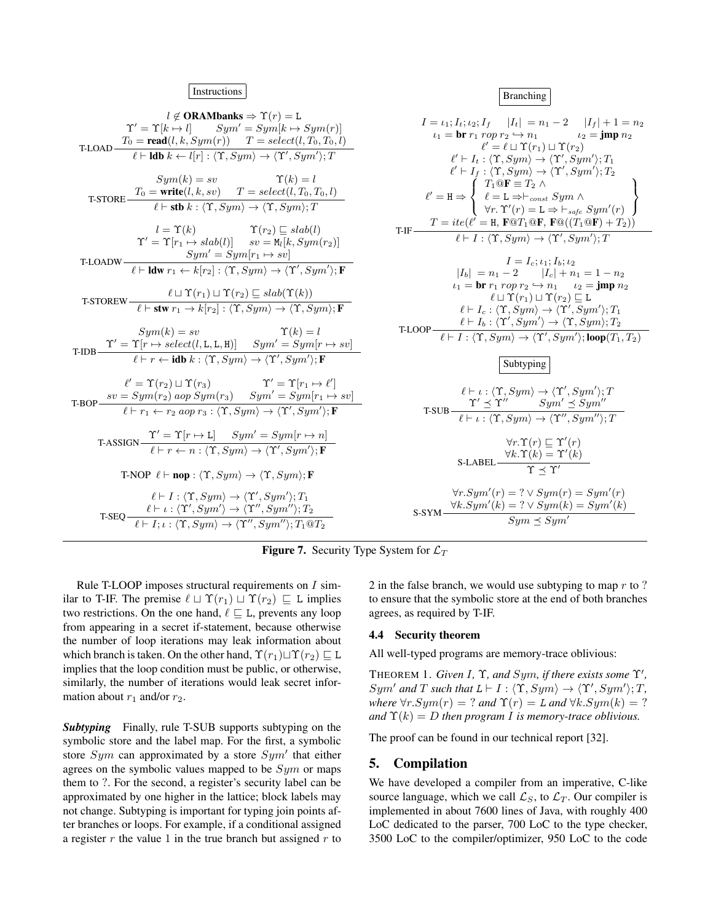**Instructions**

$$\text{T-LOAD}\ \frac{\begin{array}{c} l \notin \textbf{ORAMbanks} \Rightarrow \Upsilon(r) = \texttt{L} \\ \Upsilon' = \Upsilon[k \mapsto l] \qquad Sym' = Sym[k \mapsto Sym(r)] \\ T_0 = \textbf{read}(l, k, Sym(r)) \qquad T = select(l, T_0, T_0, l) \end{array}}{\ell \vdash \textbf{ldb}\ k \leftarrow l[r] : \langle \Upsilon, Sym \rangle \rightarrow \langle \Upsilon', Sym' \rangle; T}$$

$$\text{T-STORE}\ \frac{\begin{array}{c} Sym(k) = sv \qquad \Upsilon(k) = l \\ T_0 = \textbf{write}(l, k, sv) \qquad T = select(l, T_0, T_0, l) \end{array}}{\ell \vdash \textbf{stb}\ k : \langle \Upsilon, Sym \rangle \rightarrow \langle \Upsilon, Sym \rangle; T}$$

$$\text{T-LOADW}\ \frac{\begin{array}{c} l = \Upsilon(k) \qquad \Upsilon(r_2) \sqsubseteq slab(l) \\ \Upsilon' = \Upsilon[r_1 \mapsto slab(l)] \qquad sv = \texttt{M}_l[k, Sym(r_2)] \\ Sym' = Sym[r_1 \mapsto sv] \end{array}}{\ell \vdash \textbf{ldw}\ r_1 \leftarrow k[r_2] : \langle \Upsilon, Sym \rangle \rightarrow \langle \Upsilon', Sym' \rangle; \textbf{F}}$$

$$\text{T-STOREW}\ \frac{\ell \sqcup \Upsilon(r_1) \sqcup \Upsilon(r_2) \sqsubseteq slab(\Upsilon(k))}{\ell \vdash \textbf{stw}\ r_1 \rightarrow k[r_2] : \langle \Upsilon, Sym \rangle \rightarrow \langle \Upsilon, Sym \rangle; \textbf{F}}$$

$$\text{T-IDB}\ \frac{\begin{array}{c} Sym(k) = sv \qquad \Upsilon(k) = l \\ \Upsilon' = \Upsilon[r \mapsto select(l, \texttt{L}, \texttt{L}, \texttt{H})] \qquad Sym' = Sym[r \mapsto sv] \end{array}}{\ell \vdash r \leftarrow \textbf{idb}\ k : \langle \Upsilon, Sym \rangle \rightarrow \langle \Upsilon', Sym' \rangle; \textbf{F}}$$

$$\text{T-BOP}\ \frac{\begin{array}{c} \ell' = \Upsilon(r_2) \sqcup \Upsilon(r_3) \qquad \Upsilon' = \Upsilon[r_1 \mapsto \ell'] \\ sv = Sym(r_2)\ aop\ Sym(r_3) \qquad Sym' = Sym[r_1 \mapsto sv] \end{array}}{\ell \vdash r_1 \leftarrow r_2\ aop\ r_3 : \langle \Upsilon, Sym \rangle \rightarrow \langle \Upsilon', Sym' \rangle; \textbf{F}}$$

$$\text{T-ASSIGN}\ \frac{\Upsilon' = \Upsilon[r \mapsto \texttt{L}] \qquad Sym' = Sym[r \mapsto n]}{\ell \vdash r \leftarrow n : \langle \Upsilon, Sym \rangle \rightarrow \langle \Upsilon', Sym' \rangle; \textbf{F}}$$

$$\text{T-NOP}\ \ \ell \vdash \textbf{nop} : \langle \Upsilon, Sym \rangle \rightarrow \langle \Upsilon, Sym \rangle; \textbf{F}$$

$$\text{T-SEQ}\ \frac{\begin{array}{c} \ell \vdash I : \langle \Upsilon, Sym \rangle \rightarrow \langle \Upsilon', Sym' \rangle; T_1 \\ \ell \vdash \iota : \langle \Upsilon', Sym' \rangle \rightarrow \langle \Upsilon'', Sym'' \rangle; T_2 \end{array}}{\ell \vdash I; \iota : \langle \Upsilon, Sym \rangle \rightarrow \langle \Upsilon'', Sym'' \rangle; T_1 @ T_2}$$

**Branching**

$$\text{T-IF}\ \frac{\begin{array}{c} I = \iota_1; I_t; \iota_2; I_f \qquad |I_t| = n_1 - 2 \qquad |I_f| + 1 = n_2 \\ \iota_1 = \textbf{br}\ r_1\ rop\ r_2 \hookrightarrow n_1 \qquad \iota_2 = \textbf{jmp}\ n_2 \\ \ell' = \ell \sqcup \Upsilon(r_1) \sqcup \Upsilon(r_2) \\ \ell' \vdash I_t : \langle \Upsilon, Sym \rangle \rightarrow \langle \Upsilon', Sym' \rangle; T_1 \\ \ell' \vdash I_f : \langle \Upsilon, Sym \rangle \rightarrow \langle \Upsilon', Sym' \rangle; T_2 \\ \ell' = \texttt{H} \Rightarrow \left\{ \begin{array}{l} T_1 @ \textbf{F} \equiv T_2\ \wedge \\ \ell = \texttt{L} \Rightarrow \vdash_{const} Sym\ \wedge \\ \forall r.\ \Upsilon'(r) = \texttt{L} \Rightarrow \vdash_{safe} Sym'(r) \end{array} \right\} \\ T = ite(\ell' = \texttt{H},\ \textbf{F} @ T_1 @ \textbf{F},\ \textbf{F} @ ((T_1 @ \textbf{F}) + T_2)) \end{array}}{\ell \vdash I : \langle \Upsilon, Sym \rangle \rightarrow \langle \Upsilon', Sym' \rangle; T}$$

$$\text{T-LOOP}\ \frac{\begin{array}{c} I = I_c; \iota_1; I_b; \iota_2 \\ |I_b| = n_1 - 2 \qquad |I_c| + n_1 = 1 - n_2 \\ \iota_1 = \textbf{br}\ r_1\ rop\ r_2 \hookrightarrow n_1 \qquad \iota_2 = \textbf{jmp}\ n_2 \\ \ell \sqcup \Upsilon(r_1) \sqcup \Upsilon(r_2) \sqsubseteq \texttt{L} \\ \ell \vdash I_c : \langle \Upsilon, Sym \rangle \rightarrow \langle \Upsilon', Sym' \rangle; T_1 \\ \ell \vdash I_b : \langle \Upsilon', Sym' \rangle \rightarrow \langle \Upsilon, Sym \rangle; T_2 \end{array}}{\ell \vdash I : \langle \Upsilon, Sym \rangle \rightarrow \langle \Upsilon', Sym' \rangle; \textbf{loop}(T_1, T_2)}$$

**Subtyping**

$$\text{T-SUB}\ \frac{\begin{array}{c} \ell \vdash \iota : \langle \Upsilon, Sym \rangle \rightarrow \langle \Upsilon', Sym' \rangle; T \\ \Upsilon' \preceq \Upsilon'' \qquad Sym' \preceq Sym'' \end{array}}{\ell \vdash \iota : \langle \Upsilon, Sym \rangle \rightarrow \langle \Upsilon'', Sym'' \rangle; T}$$

$$\text{S-LABEL}\ \frac{\begin{array}{c} \forall r. \Upsilon(r) \sqsubseteq \Upsilon'(r) \\ \forall k. \Upsilon(k) = \Upsilon'(k) \end{array}}{\Upsilon \preceq \Upsilon'}$$

$$\text{S-SYM}\ \frac{\begin{array}{c} \forall r. Sym'(r) = ?\ \vee Sym(r) = Sym'(r) \\ \forall k. Sym'(k) = ?\ \vee Sym(k) = Sym'(k) \end{array}}{Sym \preceq Sym'}$$

**Figure 7.** Security Type System for $\mathcal{L}_T$

Rule T-LOOP imposes structural requirements on $I$ similar to T-IF. The premise $\ell \sqcup \Upsilon(r_1) \sqcup \Upsilon(r_2) \sqsubseteq \texttt{L}$ implies two restrictions. On the one hand, $\ell \sqsubseteq \texttt{L}$, prevents any loop from appearing in a secret if-statement, because otherwise the number of loop iterations may leak information about which branch is taken. On the other hand, $\Upsilon(r_1) \sqcup \Upsilon(r_2) \sqsubseteq \texttt{L}$ implies that the loop condition must be public, or otherwise, similarly, the number of iterations would leak secret information about $r_1$ and/or $r_2$.

***Subtyping*** Finally, rule T-SUB supports subtyping on the symbolic store and the label map. For the first, a symbolic store $Sym$ can approximated by a store $Sym'$ that either agrees on the symbolic values mapped to be $Sym$ or maps them to $?$. For the second, a register's security label can be approximated by one higher in the lattice; block labels may not change. Subtyping is important for typing join points after branches or loops. For example, if a conditional assigned a register $r$ the value 1 in the true branch but assigned $r$ to 2 in the false branch, we would use subtyping to map $r$ to $?$ to ensure that the symbolic store at the end of both branches agrees, as required by T-IF.

### 4.4 Security theorem

All well-typed programs are memory-trace oblivious:

THEOREM 1. *Given $I$, $\Upsilon$, and $Sym$, if there exists some $\Upsilon'$, $Sym'$ and $T$ such that $\texttt{L} \vdash I : \langle \Upsilon, Sym \rangle \rightarrow \langle \Upsilon', Sym' \rangle; T$, where $\forall r. Sym(r) = ?$ and $\Upsilon(r) = \texttt{L}$ and $\forall k. Sym(k) = ?$ and $\Upsilon(k) = D$ then program $I$ is memory-trace oblivious.*

The proof can be found in our technical report [32].

## 5. Compilation

We have developed a compiler from an imperative, C-like source language, which we call $\mathcal{L}_S$, to $\mathcal{L}_T$. Our compiler is implemented in about 7600 lines of Java, with roughly 400 LoC dedicated to the parser, 700 LoC to the type checker, 3500 LoC to the compiler/optimizer, 950 LoC to the code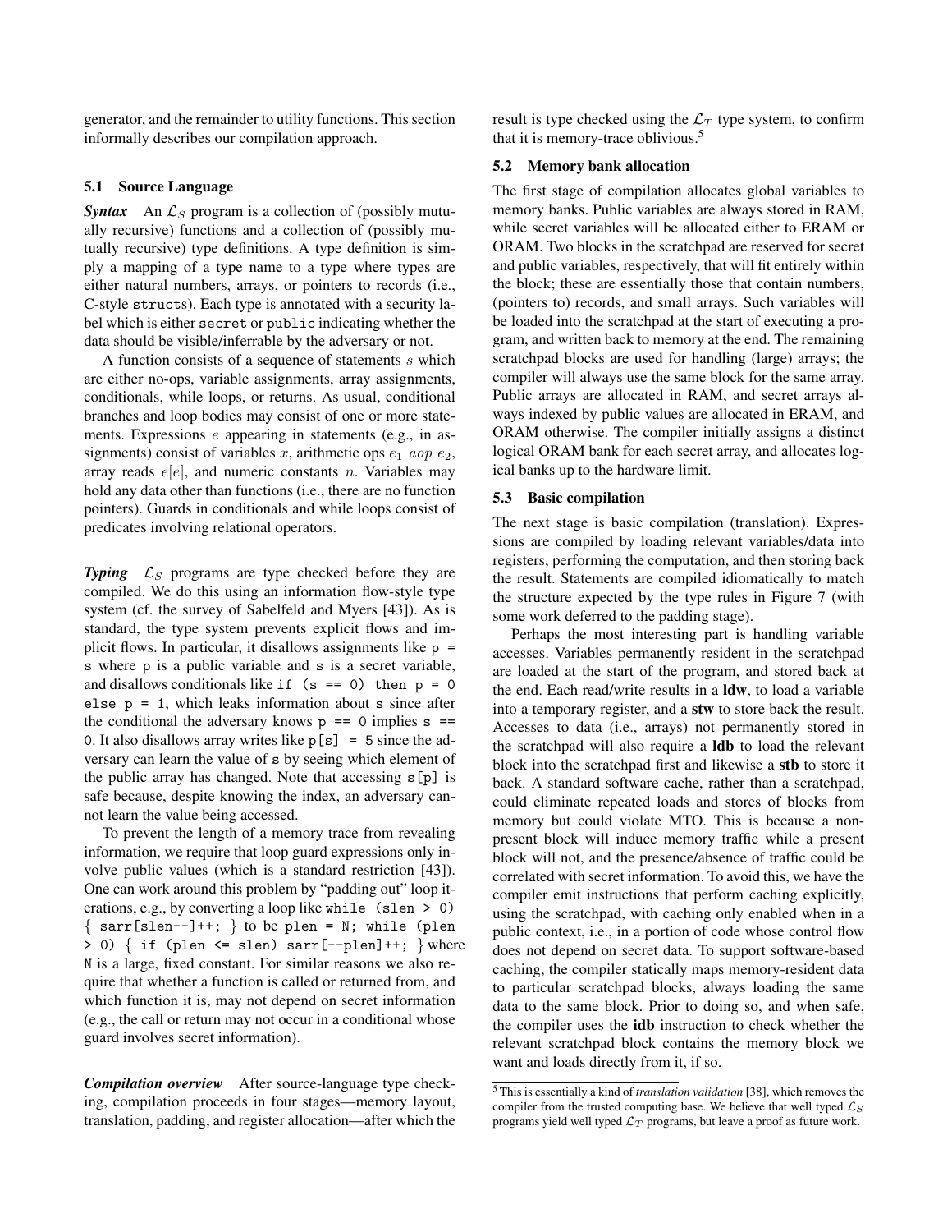generator, and the remainder to utility functions. This section informally describes our compilation approach.

### 5.1 Source Language

***Syntax*** An $\mathcal{L}_S$ program is a collection of (possibly mutually recursive) functions and a collection of (possibly mutually recursive) type definitions. A type definition is simply a mapping of a type name to a type where types are either natural numbers, arrays, or pointers to records (i.e., C-style `structs`). Each type is annotated with a security label which is either `secret` or `public` indicating whether the data should be visible/inferrable by the adversary or not.

A function consists of a sequence of statements $s$ which are either no-ops, variable assignments, array assignments, conditionals, while loops, or returns. As usual, conditional branches and loop bodies may consist of one or more statements. Expressions $e$ appearing in statements (e.g., in assignments) consist of variables $x$, arithmetic ops $e_1\ aop\ e_2$, array reads $e[e]$, and numeric constants $n$. Variables may hold any data other than functions (i.e., there are no function pointers). Guards in conditionals and while loops consist of predicates involving relational operators.

***Typing*** $\mathcal{L}_S$ programs are type checked before they are compiled. We do this using an information flow-style type system (cf. the survey of Sabelfeld and Myers [43]). As is standard, the type system prevents explicit flows and implicit flows. In particular, it disallows assignments like `p = s` where `p` is a public variable and `s` is a secret variable, and disallows conditionals like `if (s == 0) then p = 0 else p = 1`, which leaks information about `s` since after the conditional the adversary knows `p == 0` implies `s == 0`. It also disallows array writes like `p[s] = 5` since the adversary can learn the value of `s` by seeing which element of the public array has changed. Note that accessing `s[p]` is safe because, despite knowing the index, an adversary cannot learn the value being accessed.

To prevent the length of a memory trace from revealing information, we require that loop guard expressions only involve public values (which is a standard restriction [43]). One can work around this problem by "padding out" loop iterations, e.g., by converting a loop like `while (slen > 0) { sarr[slen--]++; }` to be `plen = N; while (plen > 0) { if (plen <= slen) sarr[--plen]++; }` where `N` is a large, fixed constant. For similar reasons we also require that whether a function is called or returned from, and which function it is, may not depend on secret information (e.g., the call or return may not occur in a conditional whose guard involves secret information).

***Compilation overview*** After source-language type checking, compilation proceeds in four stages—memory layout, translation, padding, and register allocation—after which the result is type checked using the $\mathcal{L}_T$ type system, to confirm that it is memory-trace oblivious.[5]

### 5.2 Memory bank allocation

The first stage of compilation allocates global variables to memory banks. Public variables are always stored in RAM, while secret variables will be allocated either to ERAM or ORAM. Two blocks in the scratchpad are reserved for secret and public variables, respectively, that will fit entirely within the block; these are essentially those that contain numbers, (pointers to) records, and small arrays. Such variables will be loaded into the scratchpad at the start of executing a program, and written back to memory at the end. The remaining scratchpad blocks are used for handling (large) arrays; the compiler will always use the same block for the same array. Public arrays are allocated in RAM, and secret arrays always indexed by public values are allocated in ERAM, and ORAM otherwise. The compiler initially assigns a distinct logical ORAM bank for each secret array, and allocates logical banks up to the hardware limit.

### 5.3 Basic compilation

The next stage is basic compilation (translation). Expressions are compiled by loading relevant variables/data into registers, performing the computation, and then storing back the result. Statements are compiled idiomatically to match the structure expected by the type rules in Figure 7 (with some work deferred to the padding stage).

Perhaps the most interesting part is handling variable accesses. Variables permanently resident in the scratchpad are loaded at the start of the program, and stored back at the end. Each read/write results in a **ldw**, to load a variable into a temporary register, and a **stw** to store back the result. Accesses to data (i.e., arrays) not permanently stored in the scratchpad will also require a **ldb** to load the relevant block into the scratchpad first and likewise a **stb** to store it back. A standard software cache, rather than a scratchpad, could eliminate repeated loads and stores of blocks from memory but could violate MTO. This is because a non-present block will induce memory traffic while a present block will not, and the presence/absence of traffic could be correlated with secret information. To avoid this, we have the compiler emit instructions that perform caching explicitly, using the scratchpad, with caching only enabled when in a public context, i.e., in a portion of code whose control flow does not depend on secret data. To support software-based caching, the compiler statically maps memory-resident data to particular scratchpad blocks, always loading the same data to the same block. Prior to doing so, and when safe, the compiler uses the **idb** instruction to check whether the relevant scratchpad block contains the memory block we want and loads directly from it, if so.

[5] This is essentially a kind of *translation validation* [38], which removes the compiler from the trusted computing base. We believe that well typed $\mathcal{L}_S$ programs yield well typed $\mathcal{L}_T$ programs, but leave a proof as future work.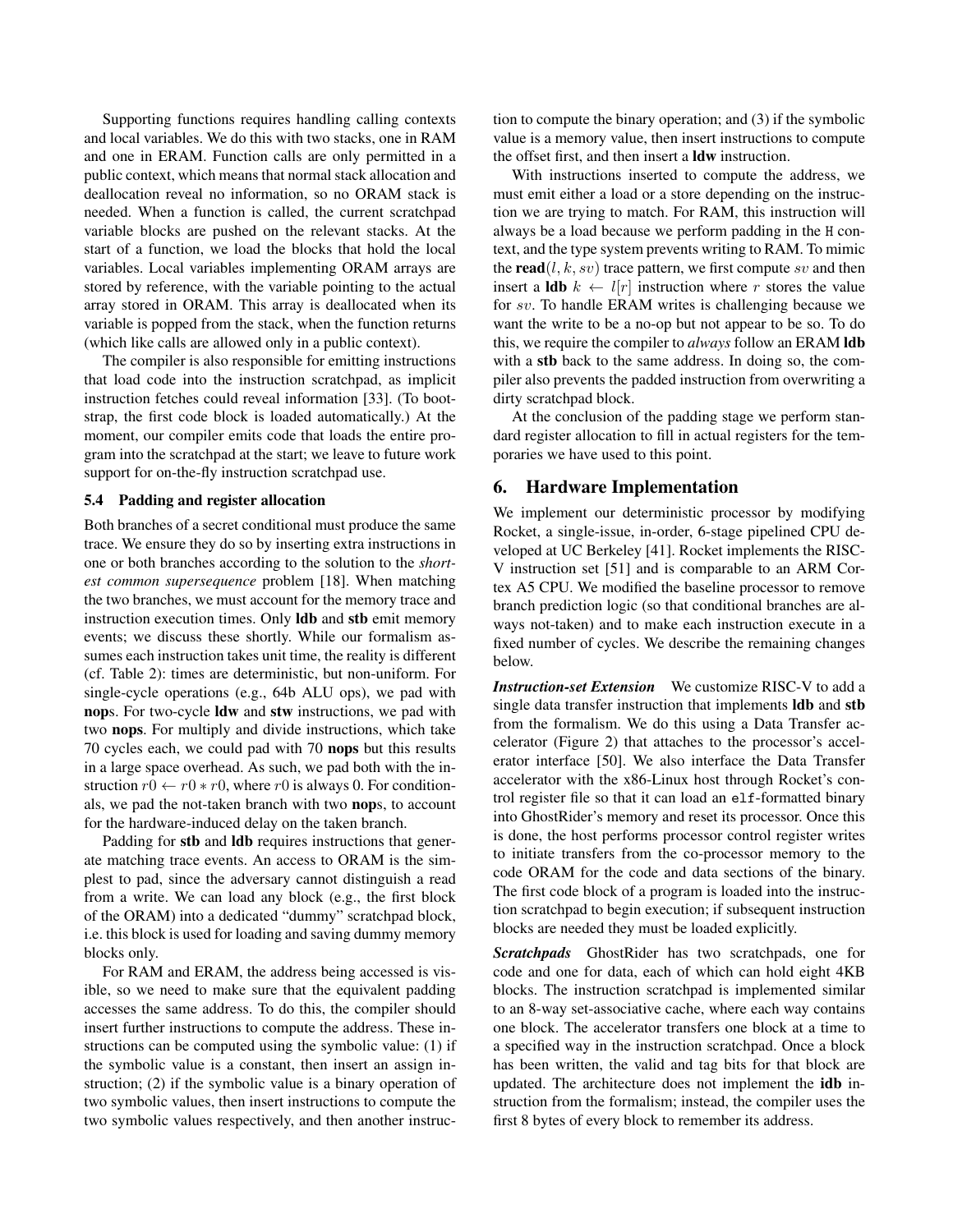Supporting functions requires handling calling contexts and local variables. We do this with two stacks, one in RAM and one in ERAM. Function calls are only permitted in a public context, which means that normal stack allocation and deallocation reveal no information, so no ORAM stack is needed. When a function is called, the current scratchpad variable blocks are pushed on the relevant stacks. At the start of a function, we load the blocks that hold the local variables. Local variables implementing ORAM arrays are stored by reference, with the variable pointing to the actual array stored in ORAM. This array is deallocated when its variable is popped from the stack, when the function returns (which like calls are allowed only in a public context).

The compiler is also responsible for emitting instructions that load code into the instruction scratchpad, as implicit instruction fetches could reveal information [33]. (To bootstrap, the first code block is loaded automatically.) At the moment, our compiler emits code that loads the entire program into the scratchpad at the start; we leave to future work support for on-the-fly instruction scratchpad use.

### 5.4 Padding and register allocation

Both branches of a secret conditional must produce the same trace. We ensure they do so by inserting extra instructions in one or both branches according to the solution to the *shortest common supersequence* problem [18]. When matching the two branches, we must account for the memory trace and instruction execution times. Only **ldb** and **stb** emit memory events; we discuss these shortly. While our formalism assumes each instruction takes unit time, the reality is different (cf. Table 2): times are deterministic, but non-uniform. For single-cycle operations (e.g., 64b ALU ops), we pad with **nop**s. For two-cycle **ldw** and **stw** instructions, we pad with two **nops**. For multiply and divide instructions, which take 70 cycles each, we could pad with 70 **nops** but this results in a large space overhead. As such, we pad both with the instruction $r0 \leftarrow r0 * r0$, where $r0$ is always 0. For conditionals, we pad the not-taken branch with two **nop**s, to account for the hardware-induced delay on the taken branch.

Padding for **stb** and **ldb** requires instructions that generate matching trace events. An access to ORAM is the simplest to pad, since the adversary cannot distinguish a read from a write. We can load any block (e.g., the first block of the ORAM) into a dedicated "dummy" scratchpad block, i.e. this block is used for loading and saving dummy memory blocks only.

For RAM and ERAM, the address being accessed is visible, so we need to make sure that the equivalent padding accesses the same address. To do this, the compiler should insert further instructions to compute the address. These instructions can be computed using the symbolic value: (1) if the symbolic value is a constant, then insert an assign instruction; (2) if the symbolic value is a binary operation of two symbolic values, then insert instructions to compute the two symbolic values respectively, and then another instruction to compute the binary operation; and (3) if the symbolic value is a memory value, then insert instructions to compute the offset first, and then insert a **ldw** instruction.

With instructions inserted to compute the address, we must emit either a load or a store depending on the instruction we are trying to match. For RAM, this instruction will always be a load because we perform padding in the `H` context, and the type system prevents writing to RAM. To mimic the **read**$(l, k, sv)$ trace pattern, we first compute $sv$ and then insert a **ldb** $k \leftarrow l[r]$ instruction where $r$ stores the value for $sv$. To handle ERAM writes is challenging because we want the write to be a no-op but not appear to be so. To do this, we require the compiler to *always* follow an ERAM **ldb** with a **stb** back to the same address. In doing so, the compiler also prevents the padded instruction from overwriting a dirty scratchpad block.

At the conclusion of the padding stage we perform standard register allocation to fill in actual registers for the temporaries we have used to this point.

## 6. Hardware Implementation

We implement our deterministic processor by modifying Rocket, a single-issue, in-order, 6-stage pipelined CPU developed at UC Berkeley [41]. Rocket implements the RISC-V instruction set [51] and is comparable to an ARM Cortex A5 CPU. We modified the baseline processor to remove branch prediction logic (so that conditional branches are always not-taken) and to make each instruction execute in a fixed number of cycles. We describe the remaining changes below.

***Instruction-set Extension*** We customize RISC-V to add a single data transfer instruction that implements **ldb** and **stb** from the formalism. We do this using a Data Transfer accelerator (Figure 2) that attaches to the processor's accelerator interface [50]. We also interface the Data Transfer accelerator with the x86-Linux host through Rocket's control register file so that it can load an `elf`-formatted binary into GhostRider's memory and reset its processor. Once this is done, the host performs processor control register writes to initiate transfers from the co-processor memory to the code ORAM for the code and data sections of the binary. The first code block of a program is loaded into the instruction scratchpad to begin execution; if subsequent instruction blocks are needed they must be loaded explicitly.

***Scratchpads*** GhostRider has two scratchpads, one for code and one for data, each of which can hold eight 4KB blocks. The instruction scratchpad is implemented similar to an 8-way set-associative cache, where each way contains one block. The accelerator transfers one block at a time to a specified way in the instruction scratchpad. Once a block has been written, the valid and tag bits for that block are updated. The architecture does not implement the **idb** instruction from the formalism; instead, the compiler uses the first 8 bytes of every block to remember its address.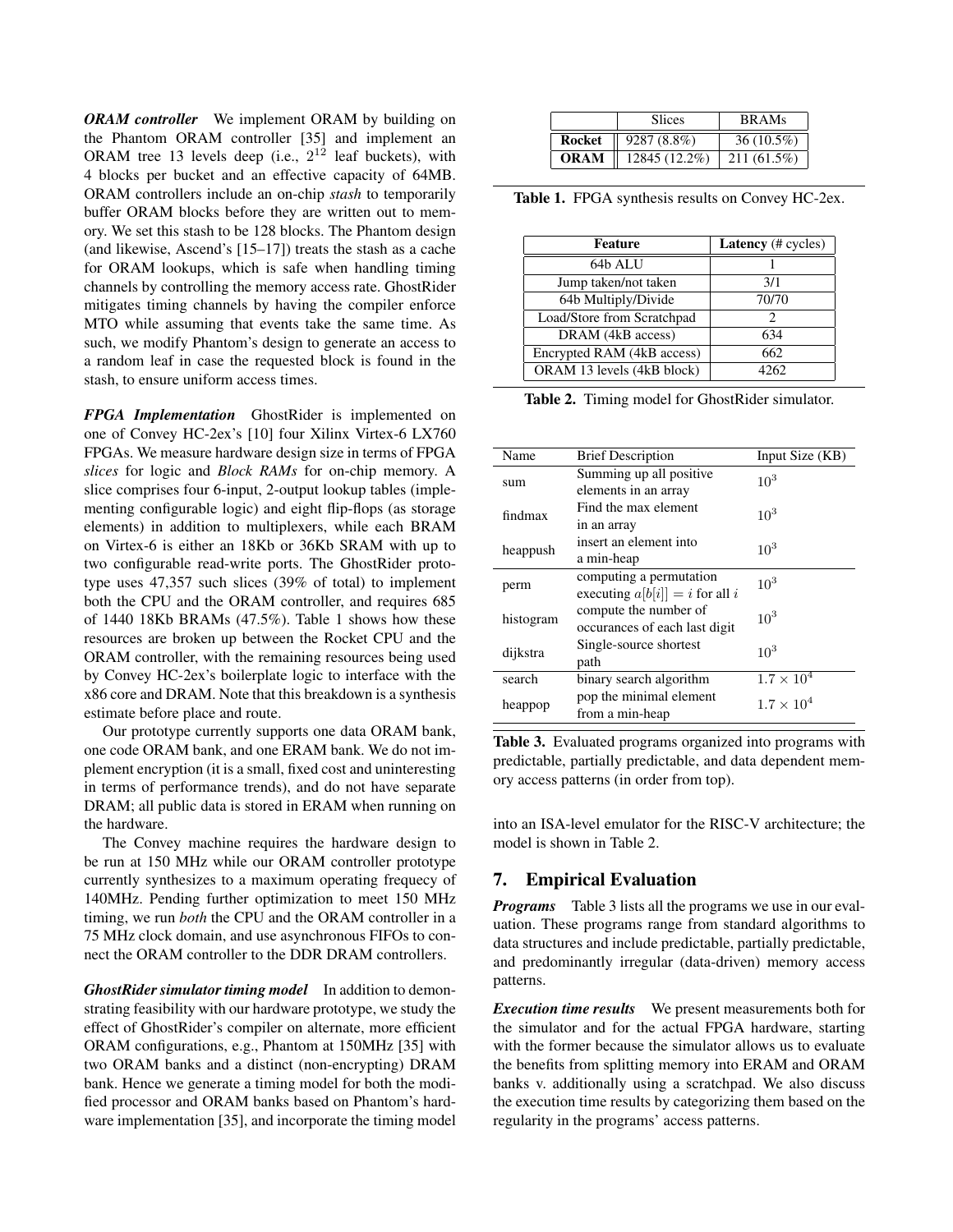***ORAM controller*** We implement ORAM by building on the Phantom ORAM controller [35] and implement an ORAM tree 13 levels deep (i.e., $2^{12}$ leaf buckets), with 4 blocks per bucket and an effective capacity of 64MB. ORAM controllers include an on-chip *stash* to temporarily buffer ORAM blocks before they are written out to memory. We set this stash to be 128 blocks. The Phantom design (and likewise, Ascend's [15–17]) treats the stash as a cache for ORAM lookups, which is safe when handling timing channels by controlling the memory access rate. GhostRider mitigates timing channels by having the compiler enforce MTO while assuming that events take the same time. As such, we modify Phantom's design to generate an access to a random leaf in case the requested block is found in the stash, to ensure uniform access times.

***FPGA Implementation*** GhostRider is implemented on one of Convey HC-2ex's [10] four Xilinx Virtex-6 LX760 FPGAs. We measure hardware design size in terms of FPGA *slices* for logic and *Block RAMs* for on-chip memory. A slice comprises four 6-input, 2-output lookup tables (implementing configurable logic) and eight flip-flops (as storage elements) in addition to multiplexers, while each BRAM on Virtex-6 is either an 18Kb or 36Kb SRAM with up to two configurable read-write ports. The GhostRider prototype uses 47,357 such slices (39% of total) to implement both the CPU and the ORAM controller, and requires 685 of 1440 18Kb BRAMs (47.5%). Table 1 shows how these resources are broken up between the Rocket CPU and the ORAM controller, with the remaining resources being used by Convey HC-2ex's boilerplate logic to interface with the x86 core and DRAM. Note that this breakdown is a synthesis estimate before place and route.

Our prototype currently supports one data ORAM bank, one code ORAM bank, and one ERAM bank. We do not implement encryption (it is a small, fixed cost and uninteresting in terms of performance trends), and do not have separate DRAM; all public data is stored in ERAM when running on the hardware.

The Convey machine requires the hardware design to be run at 150 MHz while our ORAM controller prototype currently synthesizes to a maximum operating frequecy of 140MHz. Pending further optimization to meet 150 MHz timing, we run *both* the CPU and the ORAM controller in a 75 MHz clock domain, and use asynchronous FIFOs to connect the ORAM controller to the DDR DRAM controllers.

***GhostRider simulator timing model*** In addition to demonstrating feasibility with our hardware prototype, we study the effect of GhostRider's compiler on alternate, more efficient ORAM configurations, e.g., Phantom at 150MHz [35] with two ORAM banks and a distinct (non-encrypting) DRAM bank. Hence we generate a timing model for both the modified processor and ORAM banks based on Phantom's hardware implementation [35], and incorporate the timing model into an ISA-level emulator for the RISC-V architecture; the model is shown in Table 2.

| | Slices | BRAMs |
|---|---|---|
| **Rocket** | 9287 (8.8%) | 36 (10.5%) |
| **ORAM** | 12845 (12.2%) | 211 (61.5%) |

**Table 1.** FPGA synthesis results on Convey HC-2ex.

| **Feature** | **Latency** (# cycles) |
|---|---|
| 64b ALU | 1 |
| Jump taken/not taken | 3/1 |
| 64b Multiply/Divide | 70/70 |
| Load/Store from Scratchpad | 2 |
| DRAM (4kB access) | 634 |
| Encrypted RAM (4kB access) | 662 |
| ORAM 13 levels (4kB block) | 4262 |

**Table 2.** Timing model for GhostRider simulator.

| Name | Brief Description | Input Size (KB) |
|---|---|---|
| sum | Summing up all positive elements in an array | $10^3$ |
| findmax | Find the max element in an array | $10^3$ |
| heappush | insert an element into a min-heap | $10^3$ |
| perm | computing a permutation executing $a[b[i]] = i$ for all $i$ | $10^3$ |
| histogram | compute the number of occurances of each last digit | $10^3$ |
| dijkstra | Single-source shortest path | $10^3$ |
| search | binary search algorithm | $1.7 \times 10^4$ |
| heappop | pop the minimal element from a min-heap | $1.7 \times 10^4$ |

**Table 3.** Evaluated programs organized into programs with predictable, partially predictable, and data dependent memory access patterns (in order from top).

## 7. Empirical Evaluation

***Programs*** Table 3 lists all the programs we use in our evaluation. These programs range from standard algorithms to data structures and include predictable, partially predictable, and predominantly irregular (data-driven) memory access patterns.

***Execution time results*** We present measurements both for the simulator and for the actual FPGA hardware, starting with the former because the simulator allows us to evaluate the benefits from splitting memory into ERAM and ORAM banks v. additionally using a scratchpad. We also discuss the execution time results by categorizing them based on the regularity in the programs' access patterns.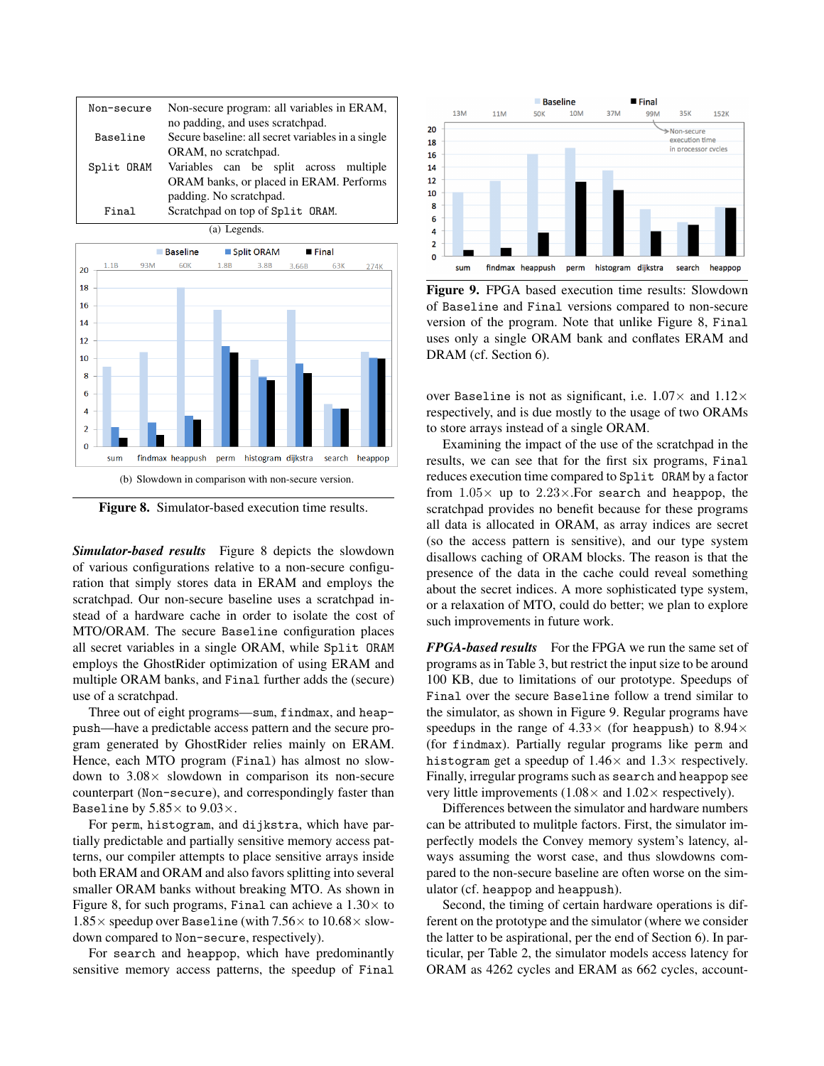| | |
|---|---|
| Non-secure | Non-secure program: all variables in ERAM, no padding, and uses scratchpad. |
| Baseline | Secure baseline: all secret variables in a single ORAM, no scratchpad. |
| Split ORAM | Variables can be split across multiple ORAM banks, or placed in ERAM. Performs padding. No scratchpad. |
| Final | Scratchpad on top of Split ORAM. |

(a) Legends.

(b) Slowdown in comparison with non-secure version.

**Figure 8.** Simulator-based execution time results.

***Simulator-based results*** Figure 8 depicts the slowdown of various configurations relative to a non-secure configuration that simply stores data in ERAM and employs the scratchpad. Our non-secure baseline uses a scratchpad instead of a hardware cache in order to isolate the cost of MTO/ORAM. The secure Baseline configuration places all secret variables in a single ORAM, while Split ORAM employs the GhostRider optimization of using ERAM and multiple ORAM banks, and Final further adds the (secure) use of a scratchpad.

Three out of eight programs—sum, findmax, and heappush—have a predictable access pattern and the secure program generated by GhostRider relies mainly on ERAM. Hence, each MTO program (Final) has almost no slowdown to $3.08\times$ slowdown in comparison its non-secure counterpart (Non-secure), and correspondingly faster than Baseline by $5.85\times$ to $9.03\times$.

For perm, histogram, and dijkstra, which have partially predictable and partially sensitive memory access patterns, our compiler attempts to place sensitive arrays inside both ERAM and ORAM and also favors splitting into several smaller ORAM banks without breaking MTO. As shown in Figure 8, for such programs, Final can achieve a $1.30\times$ to $1.85\times$ speedup over Baseline (with $7.56\times$ to $10.68\times$ slowdown compared to Non-secure, respectively).

For search and heappop, which have predominantly sensitive memory access patterns, the speedup of Final over Baseline is not as significant, i.e. $1.07\times$ and $1.12\times$ respectively, and is due mostly to the usage of two ORAMs to store arrays instead of a single ORAM.

Examining the impact of the use of the scratchpad in the results, we can see that for the first six programs, Final reduces execution time compared to Split ORAM by a factor from $1.05\times$ up to $2.23\times$.For search and heappop, the scratchpad provides no benefit because for these programs all data is allocated in ORAM, as array indices are secret (so the access pattern is sensitive), and our type system disallows caching of ORAM blocks. The reason is that the presence of the data in the cache could reveal something about the secret indices. A more sophisticated type system, or a relaxation of MTO, could do better; we plan to explore such improvements in future work.

**Figure 9.** FPGA based execution time results: Slowdown of Baseline and Final versions compared to non-secure version of the program. Note that unlike Figure 8, Final uses only a single ORAM bank and conflates ERAM and DRAM (cf. Section 6).

***FPGA-based results*** For the FPGA we run the same set of programs as in Table 3, but restrict the input size to be around 100 KB, due to limitations of our prototype. Speedups of Final over the secure Baseline follow a trend similar to the simulator, as shown in Figure 9. Regular programs have speedups in the range of $4.33\times$ (for heappush) to $8.94\times$ (for findmax). Partially regular programs like perm and histogram get a speedup of $1.46\times$ and $1.3\times$ respectively. Finally, irregular programs such as search and heappop see very little improvements ($1.08\times$ and $1.02\times$ respectively).

Differences between the simulator and hardware numbers can be attributed to mulitple factors. First, the simulator imperfectly models the Convey memory system's latency, always assuming the worst case, and thus slowdowns compared to the non-secure baseline are often worse on the simulator (cf. heappop and heappush).

Second, the timing of certain hardware operations is different on the prototype and the simulator (where we consider the latter to be aspirational, per the end of Section 6). In particular, per Table 2, the simulator models access latency for ORAM as 4262 cycles and ERAM as 662 cycles, account-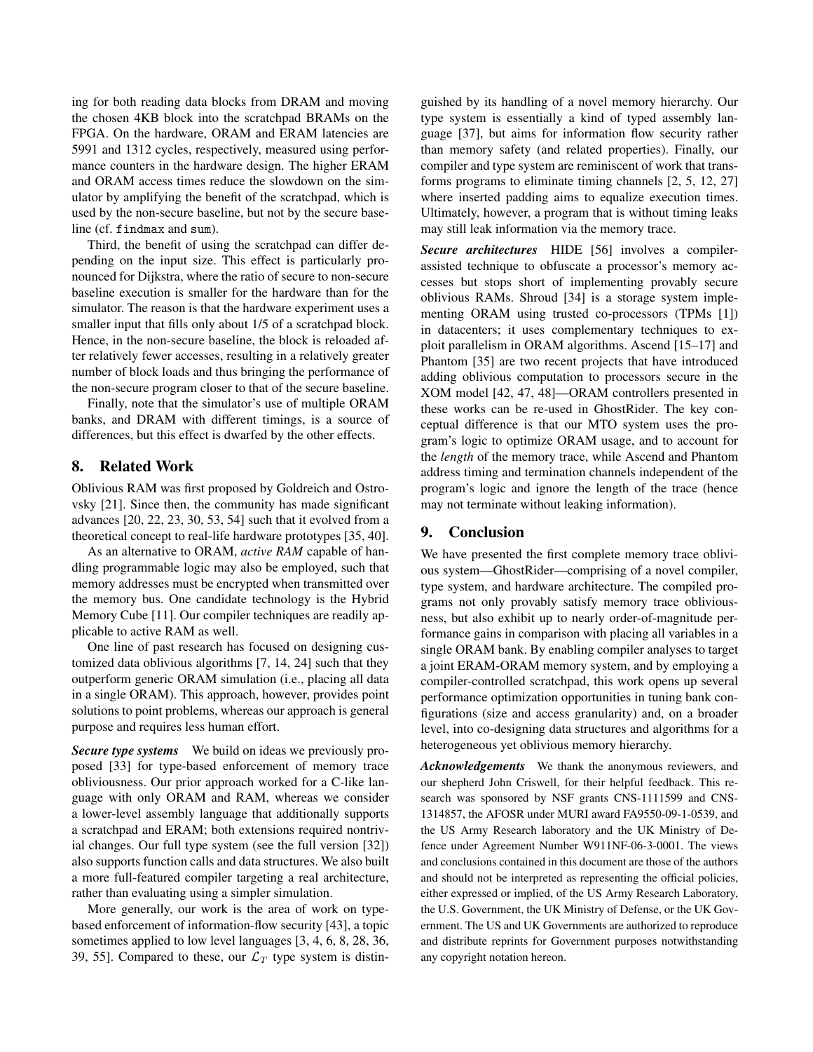ing for both reading data blocks from DRAM and moving the chosen 4KB block into the scratchpad BRAMs on the FPGA. On the hardware, ORAM and ERAM latencies are 5991 and 1312 cycles, respectively, measured using performance counters in the hardware design. The higher ERAM and ORAM access times reduce the slowdown on the simulator by amplifying the benefit of the scratchpad, which is used by the non-secure baseline, but not by the secure baseline (cf. `findmax` and `sum`).

Third, the benefit of using the scratchpad can differ depending on the input size. This effect is particularly pronounced for Dijkstra, where the ratio of secure to non-secure baseline execution is smaller for the hardware than for the simulator. The reason is that the hardware experiment uses a smaller input that fills only about 1/5 of a scratchpad block. Hence, in the non-secure baseline, the block is reloaded after relatively fewer accesses, resulting in a relatively greater number of block loads and thus bringing the performance of the non-secure program closer to that of the secure baseline.

Finally, note that the simulator's use of multiple ORAM banks, and DRAM with different timings, is a source of differences, but this effect is dwarfed by the other effects.

## 8. Related Work

Oblivious RAM was first proposed by Goldreich and Ostrovsky [21]. Since then, the community has made significant advances [20, 22, 23, 30, 53, 54] such that it evolved from a theoretical concept to real-life hardware prototypes [35, 40].

As an alternative to ORAM, *active RAM* capable of handling programmable logic may also be employed, such that memory addresses must be encrypted when transmitted over the memory bus. One candidate technology is the Hybrid Memory Cube [11]. Our compiler techniques are readily applicable to active RAM as well.

One line of past research has focused on designing customized data oblivious algorithms [7, 14, 24] such that they outperform generic ORAM simulation (i.e., placing all data in a single ORAM). This approach, however, provides point solutions to point problems, whereas our approach is general purpose and requires less human effort.

***Secure type systems*** We build on ideas we previously proposed [33] for type-based enforcement of memory trace obliviousness. Our prior approach worked for a C-like language with only ORAM and RAM, whereas we consider a lower-level assembly language that additionally supports a scratchpad and ERAM; both extensions required nontrivial changes. Our full type system (see the full version [32]) also supports function calls and data structures. We also built a more full-featured compiler targeting a real architecture, rather than evaluating using a simpler simulation.

More generally, our work is the area of work on type-based enforcement of information-flow security [43], a topic sometimes applied to low level languages [3, 4, 6, 8, 28, 36, 39, 55]. Compared to these, our $\mathcal{L}_T$ type system is distinguished by its handling of a novel memory hierarchy. Our type system is essentially a kind of typed assembly language [37], but aims for information flow security rather than memory safety (and related properties). Finally, our compiler and type system are reminiscent of work that transforms programs to eliminate timing channels [2, 5, 12, 27] where inserted padding aims to equalize execution times. Ultimately, however, a program that is without timing leaks may still leak information via the memory trace.

***Secure architectures*** HIDE [56] involves a compiler-assisted technique to obfuscate a processor's memory accesses but stops short of implementing provably secure oblivious RAMs. Shroud [34] is a storage system implementing ORAM using trusted co-processors (TPMs [1]) in datacenters; it uses complementary techniques to exploit parallelism in ORAM algorithms. Ascend [15–17] and Phantom [35] are two recent projects that have introduced adding oblivious computation to processors secure in the XOM model [42, 47, 48]—ORAM controllers presented in these works can be re-used in GhostRider. The key conceptual difference is that our MTO system uses the program's logic to optimize ORAM usage, and to account for the *length* of the memory trace, while Ascend and Phantom address timing and termination channels independent of the program's logic and ignore the length of the trace (hence may not terminate without leaking information).

## 9. Conclusion

We have presented the first complete memory trace oblivious system—GhostRider—comprising of a novel compiler, type system, and hardware architecture. The compiled programs not only provably satisfy memory trace obliviousness, but also exhibit up to nearly order-of-magnitude performance gains in comparison with placing all variables in a single ORAM bank. By enabling compiler analyses to target a joint ERAM-ORAM memory system, and by employing a compiler-controlled scratchpad, this work opens up several performance optimization opportunities in tuning bank configurations (size and access granularity) and, on a broader level, into co-designing data structures and algorithms for a heterogeneous yet oblivious memory hierarchy.

***Acknowledgements*** We thank the anonymous reviewers, and our shepherd John Criswell, for their helpful feedback. This research was sponsored by NSF grants CNS-1111599 and CNS-1314857, the AFOSR under MURI award FA9550-09-1-0539, and the US Army Research laboratory and the UK Ministry of Defence under Agreement Number W911NF-06-3-0001. The views and conclusions contained in this document are those of the authors and should not be interpreted as representing the official policies, either expressed or implied, of the US Army Research Laboratory, the U.S. Government, the UK Ministry of Defense, or the UK Government. The US and UK Governments are authorized to reproduce and distribute reprints for Government purposes notwithstanding any copyright notation hereon.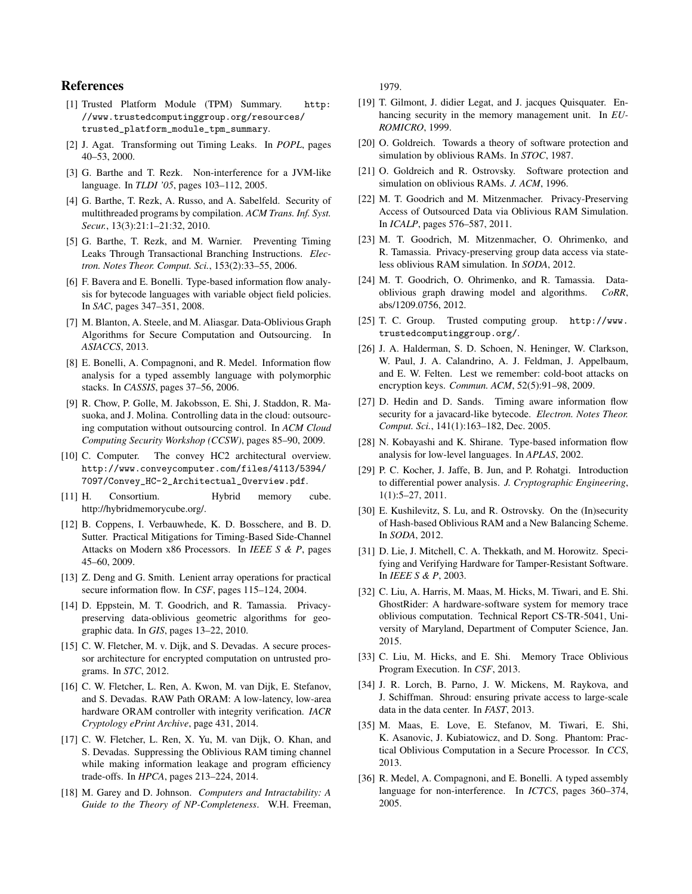## References

[1] Trusted Platform Module (TPM) Summary. http://www.trustedcomputinggroup.org/resources/trusted_platform_module_tpm_summary.

[2] J. Agat. Transforming out Timing Leaks. In *POPL*, pages 40–53, 2000.

[3] G. Barthe and T. Rezk. Non-interference for a JVM-like language. In *TLDI '05*, pages 103–112, 2005.

[4] G. Barthe, T. Rezk, A. Russo, and A. Sabelfeld. Security of multithreaded programs by compilation. *ACM Trans. Inf. Syst. Secur.*, 13(3):21:1–21:32, 2010.

[5] G. Barthe, T. Rezk, and M. Warnier. Preventing Timing Leaks Through Transactional Branching Instructions. *Electron. Notes Theor. Comput. Sci.*, 153(2):33–55, 2006.

[6] F. Bavera and E. Bonelli. Type-based information flow analysis for bytecode languages with variable object field policies. In *SAC*, pages 347–351, 2008.

[7] M. Blanton, A. Steele, and M. Aliasgar. Data-Oblivious Graph Algorithms for Secure Computation and Outsourcing. In *ASIACCS*, 2013.

[8] E. Bonelli, A. Compagnoni, and R. Medel. Information flow analysis for a typed assembly language with polymorphic stacks. In *CASSIS*, pages 37–56, 2006.

[9] R. Chow, P. Golle, M. Jakobsson, E. Shi, J. Staddon, R. Masuoka, and J. Molina. Controlling data in the cloud: outsourcing computation without outsourcing control. In *ACM Cloud Computing Security Workshop (CCSW)*, pages 85–90, 2009.

[10] C. Computer. The convey HC2 architectural overview. http://www.conveycomputer.com/files/4113/5394/7097/Convey_HC-2_Architectual_Overview.pdf.

[11] H. Consortium. Hybrid memory cube. http://hybridmemorycube.org/.

[12] B. Coppens, I. Verbauwhede, K. D. Bosschere, and B. D. Sutter. Practical Mitigations for Timing-Based Side-Channel Attacks on Modern x86 Processors. In *IEEE S & P*, pages 45–60, 2009.

[13] Z. Deng and G. Smith. Lenient array operations for practical secure information flow. In *CSF*, pages 115–124, 2004.

[14] D. Eppstein, M. T. Goodrich, and R. Tamassia. Privacy-preserving data-oblivious geometric algorithms for geographic data. In *GIS*, pages 13–22, 2010.

[15] C. W. Fletcher, M. v. Dijk, and S. Devadas. A secure processor architecture for encrypted computation on untrusted programs. In *STC*, 2012.

[16] C. W. Fletcher, L. Ren, A. Kwon, M. van Dijk, E. Stefanov, and S. Devadas. RAW Path ORAM: A low-latency, low-area hardware ORAM controller with integrity verification. *IACR Cryptology ePrint Archive*, page 431, 2014.

[17] C. W. Fletcher, L. Ren, X. Yu, M. van Dijk, O. Khan, and S. Devadas. Suppressing the Oblivious RAM timing channel while making information leakage and program efficiency trade-offs. In *HPCA*, pages 213–224, 2014.

[18] M. Garey and D. Johnson. *Computers and Intractability: A Guide to the Theory of NP-Completeness*. W.H. Freeman, 1979.

[19] T. Gilmont, J. didier Legat, and J. jacques Quisquater. Enhancing security in the memory management unit. In *EUROMICRO*, 1999.

[20] O. Goldreich. Towards a theory of software protection and simulation by oblivious RAMs. In *STOC*, 1987.

[21] O. Goldreich and R. Ostrovsky. Software protection and simulation on oblivious RAMs. *J. ACM*, 1996.

[22] M. T. Goodrich and M. Mitzenmacher. Privacy-Preserving Access of Outsourced Data via Oblivious RAM Simulation. In *ICALP*, pages 576–587, 2011.

[23] M. T. Goodrich, M. Mitzenmacher, O. Ohrimenko, and R. Tamassia. Privacy-preserving group data access via stateless oblivious RAM simulation. In *SODA*, 2012.

[24] M. T. Goodrich, O. Ohrimenko, and R. Tamassia. Data-oblivious graph drawing model and algorithms. *CoRR*, abs/1209.0756, 2012.

[25] T. C. Group. Trusted computing group. http://www.trustedcomputinggroup.org/.

[26] J. A. Halderman, S. D. Schoen, N. Heninger, W. Clarkson, W. Paul, J. A. Calandrino, A. J. Feldman, J. Appelbaum, and E. W. Felten. Lest we remember: cold-boot attacks on encryption keys. *Commun. ACM*, 52(5):91–98, 2009.

[27] D. Hedin and D. Sands. Timing aware information flow security for a javacard-like bytecode. *Electron. Notes Theor. Comput. Sci.*, 141(1):163–182, Dec. 2005.

[28] N. Kobayashi and K. Shirane. Type-based information flow analysis for low-level languages. In *APLAS*, 2002.

[29] P. C. Kocher, J. Jaffe, B. Jun, and P. Rohatgi. Introduction to differential power analysis. *J. Cryptographic Engineering*, 1(1):5–27, 2011.

[30] E. Kushilevitz, S. Lu, and R. Ostrovsky. On the (In)security of Hash-based Oblivious RAM and a New Balancing Scheme. In *SODA*, 2012.

[31] D. Lie, J. Mitchell, C. A. Thekkath, and M. Horowitz. Specifying and Verifying Hardware for Tamper-Resistant Software. In *IEEE S & P*, 2003.

[32] C. Liu, A. Harris, M. Maas, M. Hicks, M. Tiwari, and E. Shi. GhostRider: A hardware-software system for memory trace oblivious computation. Technical Report CS-TR-5041, University of Maryland, Department of Computer Science, Jan. 2015.

[33] C. Liu, M. Hicks, and E. Shi. Memory Trace Oblivious Program Execution. In *CSF*, 2013.

[34] J. R. Lorch, B. Parno, J. W. Mickens, M. Raykova, and J. Schiffman. Shroud: ensuring private access to large-scale data in the data center. In *FAST*, 2013.

[35] M. Maas, E. Love, E. Stefanov, M. Tiwari, E. Shi, K. Asanovic, J. Kubiatowicz, and D. Song. Phantom: Practical Oblivious Computation in a Secure Processor. In *CCS*, 2013.

[36] R. Medel, A. Compagnoni, and E. Bonelli. A typed assembly language for non-interference. In *ICTCS*, pages 360–374, 2005.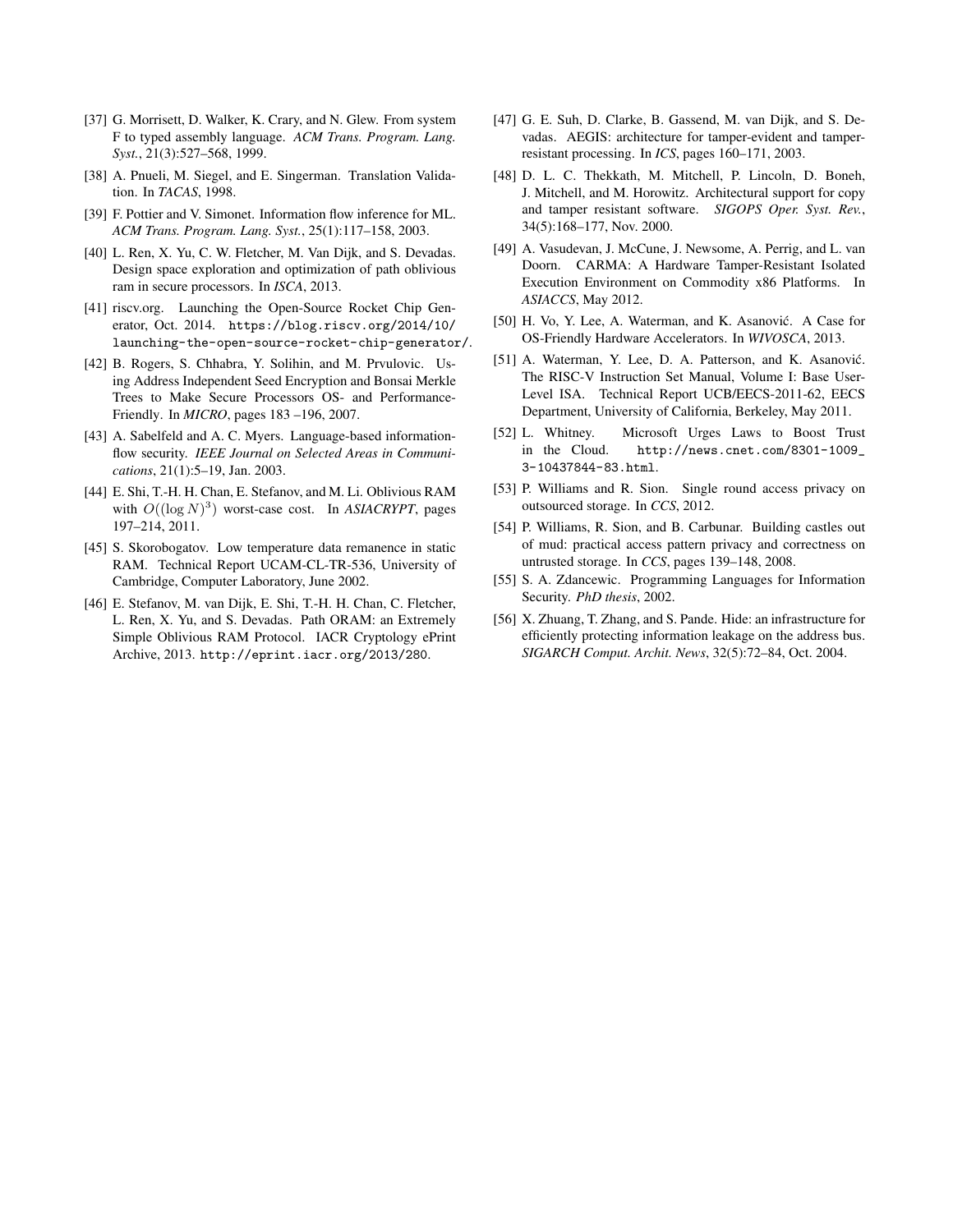[37] G. Morrisett, D. Walker, K. Crary, and N. Glew. From system F to typed assembly language. *ACM Trans. Program. Lang. Syst.*, 21(3):527–568, 1999.

[38] A. Pnueli, M. Siegel, and E. Singerman. Translation Validation. In *TACAS*, 1998.

[39] F. Pottier and V. Simonet. Information flow inference for ML. *ACM Trans. Program. Lang. Syst.*, 25(1):117–158, 2003.

[40] L. Ren, X. Yu, C. W. Fletcher, M. Van Dijk, and S. Devadas. Design space exploration and optimization of path oblivious ram in secure processors. In *ISCA*, 2013.

[41] riscv.org. Launching the Open-Source Rocket Chip Generator, Oct. 2014. `https://blog.riscv.org/2014/10/launching-the-open-source-rocket-chip-generator/`.

[42] B. Rogers, S. Chhabra, Y. Solihin, and M. Prvulovic. Using Address Independent Seed Encryption and Bonsai Merkle Trees to Make Secure Processors OS- and Performance-Friendly. In *MICRO*, pages 183 –196, 2007.

[43] A. Sabelfeld and A. C. Myers. Language-based information-flow security. *IEEE Journal on Selected Areas in Communications*, 21(1):5–19, Jan. 2003.

[44] E. Shi, T.-H. H. Chan, E. Stefanov, and M. Li. Oblivious RAM with $O((\log N)^3)$ worst-case cost. In *ASIACRYPT*, pages 197–214, 2011.

[45] S. Skorobogatov. Low temperature data remanence in static RAM. Technical Report UCAM-CL-TR-536, University of Cambridge, Computer Laboratory, June 2002.

[46] E. Stefanov, M. van Dijk, E. Shi, T.-H. H. Chan, C. Fletcher, L. Ren, X. Yu, and S. Devadas. Path ORAM: an Extremely Simple Oblivious RAM Protocol. IACR Cryptology ePrint Archive, 2013. `http://eprint.iacr.org/2013/280`.

[47] G. E. Suh, D. Clarke, B. Gassend, M. van Dijk, and S. Devadas. AEGIS: architecture for tamper-evident and tamper-resistant processing. In *ICS*, pages 160–171, 2003.

[48] D. L. C. Thekkath, M. Mitchell, P. Lincoln, D. Boneh, J. Mitchell, and M. Horowitz. Architectural support for copy and tamper resistant software. *SIGOPS Oper. Syst. Rev.*, 34(5):168–177, Nov. 2000.

[49] A. Vasudevan, J. McCune, J. Newsome, A. Perrig, and L. van Doorn. CARMA: A Hardware Tamper-Resistant Isolated Execution Environment on Commodity x86 Platforms. In *ASIACCS*, May 2012.

[50] H. Vo, Y. Lee, A. Waterman, and K. Asanović. A Case for OS-Friendly Hardware Accelerators. In *WIVOSCA*, 2013.

[51] A. Waterman, Y. Lee, D. A. Patterson, and K. Asanović. The RISC-V Instruction Set Manual, Volume I: Base User-Level ISA. Technical Report UCB/EECS-2011-62, EECS Department, University of California, Berkeley, May 2011.

[52] L. Whitney. Microsoft Urges Laws to Boost Trust in the Cloud. `http://news.cnet.com/8301-1009_3-10437844-83.html`.

[53] P. Williams and R. Sion. Single round access privacy on outsourced storage. In *CCS*, 2012.

[54] P. Williams, R. Sion, and B. Carbunar. Building castles out of mud: practical access pattern privacy and correctness on untrusted storage. In *CCS*, pages 139–148, 2008.

[55] S. A. Zdancewic. Programming Languages for Information Security. *PhD thesis*, 2002.

[56] X. Zhuang, T. Zhang, and S. Pande. Hide: an infrastructure for efficiently protecting information leakage on the address bus. *SIGARCH Comput. Archit. News*, 32(5):72–84, Oct. 2004.